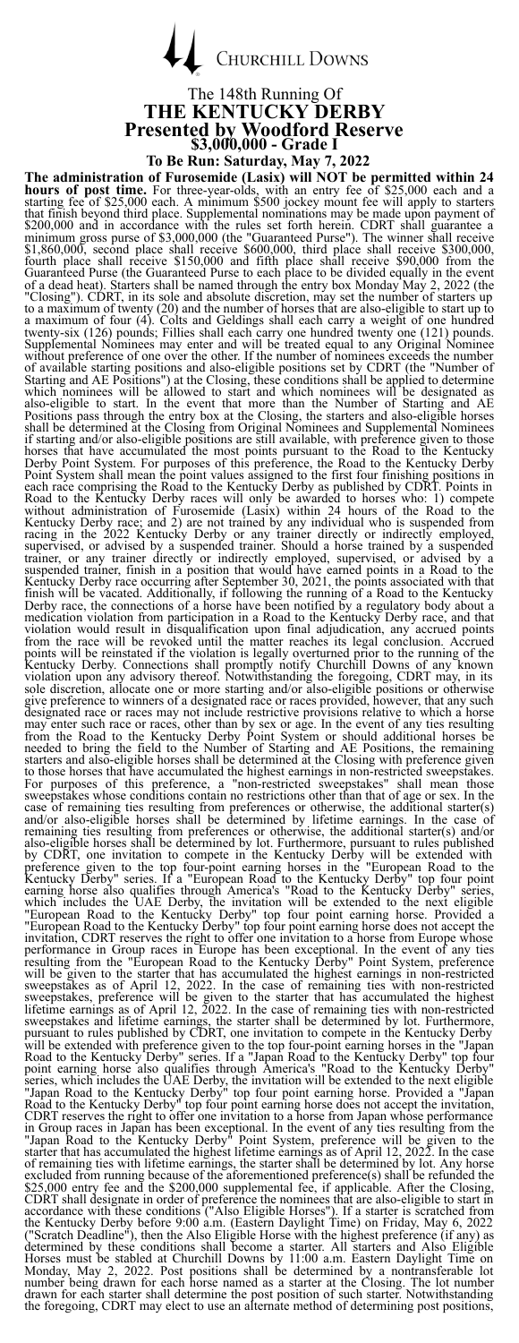# CHURCHILL DOWNS

## The 148th Running Of
## THE KENTUCKY DERBY
## Presented by Woodford Reserve
### $3,000,000 - Grade I

**To Be Run: Saturday, May 7, 2022**

**The administration of Furosemide (Lasix) will NOT be permitted within 24 hours of post time.** For three-year-olds, with an entry fee of $25,000 each and a starting fee of $25,000 each. A minimum $500 jockey mount fee will apply to starters that finish beyond third place. Supplemental nominations may be made upon payment of $200,000 and in accordance with the rules set forth herein. CDRT shall guarantee a minimum gross purse of $3,000,000 (the "Guaranteed Purse"). The winner shall receive $1,860,000, second place shall receive $600,000, third place shall receive $300,000, fourth place shall receive $150,000 and fifth place shall receive $90,000 from the Guaranteed Purse (the Guaranteed Purse to each place to be divided equally in the event of a dead heat). Starters shall be named through the entry box Monday May 2, 2022 (the "Closing"). CDRT, in its sole and absolute discretion, may set the number of starters up to a maximum of twenty (20) and the number of horses that are also-eligible to start up to a maximum of four (4). Colts and Geldings shall each carry a weight of one hundred twenty-six (126) pounds; Fillies shall each carry one hundred twenty one (121) pounds. Supplemental Nominees may enter and will be treated equal to any Original Nominee without preference of one over the other. If the number of nominees exceeds the number of available starting positions and also-eligible positions set by CDRT (the "Number of Starting and AE Positions") at the Closing, these conditions shall be applied to determine which nominees will be allowed to start and which nominees will be designated as also-eligible to start. In the event that more than the Number of Starting and AE Positions pass through the entry box at the Closing, the starters and also-eligible horses shall be determined at the Closing from Original Nominees and Supplemental Nominees if starting and/or also-eligible positions are still available, with preference given to those horses that have accumulated the most points pursuant to the Road to the Kentucky Derby Point System. For purposes of this preference, the Road to the Kentucky Derby Point System shall mean the point values assigned to the first four finishing positions in each race comprising the Road to the Kentucky Derby as published by CDRT. Points in Road to the Kentucky Derby races will only be awarded to horses who: 1) compete without administration of Furosemide (Lasix) within 24 hours of the Road to the Kentucky Derby race; and 2) are not trained by any individual who is suspended from racing in the 2022 Kentucky Derby or any trainer directly or indirectly employed, supervised, or advised by a suspended trainer. Should a horse trained by a suspended trainer, or any trainer directly or indirectly employed, supervised, or advised by a suspended trainer, finish in a position that would have earned points in a Road to the Kentucky Derby race occurring after September 30, 2021, the points associated with that finish will be vacated. Additionally, if following the running of a Road to the Kentucky Derby race, the connections of a horse have been notified by a regulatory body about a medication violation from participation in a Road to the Kentucky Derby race, and that violation would result in disqualification upon final adjudication, any accrued points from the race will be revoked until the matter reaches its legal conclusion. Accrued points will be reinstated if the violation is legally overturned prior to the running of the Kentucky Derby. Connections shall promptly notify Churchill Downs of any known violation upon any advisory thereof. Notwithstanding the foregoing, CDRT may, in its sole discretion, allocate one or more starting and/or also-eligible positions or otherwise give preference to winners of a designated race or races provided, however, that any such designated race or races may not include restrictive provisions relative to which a horse may enter such race or races, other than by sex or age. In the event of any ties resulting from the Road to the Kentucky Derby Point System or should additional horses be needed to bring the field to the Number of Starting and AE Positions, the remaining starters and also-eligible horses shall be determined at the Closing with preference given to those horses that have accumulated the highest earnings in non-restricted sweepstakes. For purposes of this preference, a "non-restricted sweepstakes" shall mean those sweepstakes whose conditions contain no restrictions other than that of age or sex. In the case of remaining ties resulting from preferences or otherwise, the additional starter(s) and/or also-eligible horses shall be determined by lifetime earnings. In the case of remaining ties resulting from preferences or otherwise, the additional starter(s) and/or also-eligible horses shall be determined by lot. Furthermore, pursuant to rules published by CDRT, one invitation to compete in the Kentucky Derby will be extended with preference given to the top four-point earning horses in the "European Road to the Kentucky Derby" series. If a "European Road to the Kentucky Derby" top four point earning horse also qualifies through America's "Road to the Kentucky Derby" series, which includes the UAE Derby, the invitation will be extended to the next eligible "European Road to the Kentucky Derby" top four point earning horse. Provided a "European Road to the Kentucky Derby" top four point earning horse does not accept the invitation, CDRT reserves the right to offer one invitation to a horse from Europe whose performance in Group races in Europe has been exceptional. In the event of any ties resulting from the "European Road to the Kentucky Derby" Point System, preference will be given to the starter that has accumulated the highest earnings in non-restricted sweepstakes as of April 12, 2022. In the case of remaining ties with non-restricted sweepstakes, preference will be given to the starter that has accumulated the highest lifetime earnings as of April 12, 2022. In the case of remaining ties with non-restricted sweepstakes and lifetime earnings, the starter shall be determined by lot. Furthermore, pursuant to rules published by CDRT, one invitation to compete in the Kentucky Derby will be extended with preference given to the top four-point earning horses in the "Japan Road to the Kentucky Derby" series. If a "Japan Road to the Kentucky Derby" top four point earning horse also qualifies through America's "Road to the Kentucky Derby" series, which includes the UAE Derby, the invitation will be extended to the next eligible "Japan Road to the Kentucky Derby" top four point earning horse. Provided a "Japan Road to the Kentucky Derby" top four point earning horse does not accept the invitation, CDRT reserves the right to offer one invitation to a horse from Japan whose performance in Group races in Japan has been exceptional. In the event of any ties resulting from the "Japan Road to the Kentucky Derby" Point System, preference will be given to the starter that has accumulated the highest lifetime earnings as of April 12, 2022. In the case of remaining ties with lifetime earnings, the starter shall be determined by lot. Any horse excluded from running because of the aforementioned preference(s) shall be refunded the $25,000 entry fee and the $200,000 supplemental fee, if applicable. After the Closing, CDRT shall designate in order of preference the nominees that are also-eligible to start in accordance with these conditions ("Also Eligible Horses"). If a starter is scratched from the Kentucky Derby before 9:00 a.m. (Eastern Daylight Time) on Friday, May 6, 2022 ("Scratch Deadline"), then the Also Eligible Horse with the highest preference (if any) as determined by these conditions shall become a starter. All starters and Also Eligible Horses must be stabled at Churchill Downs by 11:00 a.m. Eastern Daylight Time on Monday, May 2, 2022. Post positions shall be determined by a nontransferable lot number being drawn for each horse named as a starter at the Closing. The lot number drawn for each starter shall determine the post position of such starter. Notwithstanding the foregoing, CDRT may elect to use an alternate method of determining post positions,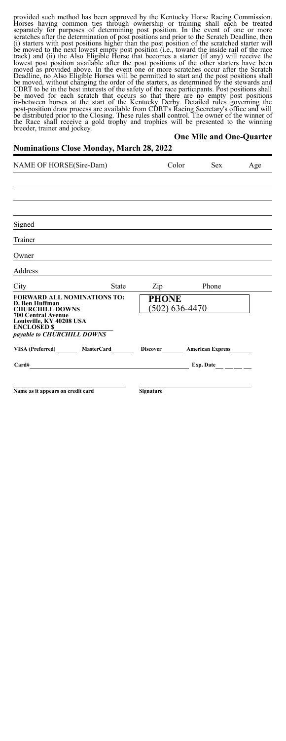provided such method has been approved by the Kentucky Horse Racing Commission. Horses having common ties through ownership or training shall each be treated separately for purposes of determining post position. In the event of one or more scratches after the determination of post positions and prior to the Scratch Deadline, then (i) starters with post positions higher than the post position of the scratched starter will be moved to the next lowest empty post position (i.e., toward the inside rail of the race track) and (ii) the Also Eligible Horse that becomes a starter (if any) will receive the lowest post position available after the post positions of the other starters have been moved as provided above. In the event one or more scratches occur after the Scratch Deadline, no Also Eligible Horses will be permitted to start and the post positions shall be moved, without changing the order of the starters, as determined by the stewards and CDRT to be in the best interests of the safety of the race participants. Post positions shall be moved for each scratch that occurs so that there are no empty post positions in-between horses at the start of the Kentucky Derby. Detailed rules governing the post-position draw process are available from CDRT's Racing Secretary's office and will be distributed prior to the Closing. These rules shall control. The owner of the winner of the Race shall receive a gold trophy and trophies will be presented to the winning breeder, trainer and jockey.

**One Mile and One-Quarter**

## Nominations Close Monday, March 28, 2022

| NAME OF HORSE(Sire-Dam) | Color | Sex | Age |
|---|---|---|---|
| | | | |
| | | | |
| | | | |

Signed \_\_\_\_\_\_\_\_\_\_

Trainer \_\_\_\_\_\_\_\_\_\_

Owner \_\_\_\_\_\_\_\_\_\_

Address \_\_\_\_\_\_\_\_\_\_

City \_\_\_\_ State \_\_\_\_ Zip \_\_\_\_ Phone \_\_\_\_

**FORWARD ALL NOMINATIONS TO:**
**D. Ben Huffman**
**CHURCHILL DOWNS**
**700 Central Avenue**
**Louisville, KY 40208 USA**
**ENCLOSED $**\_\_\_\_\_\_\_\_\_\_
***payable to CHURCHILL DOWNS***

**PHONE**
(502) 636-4470

**VISA (Preferred)**\_\_\_\_ **MasterCard**\_\_\_\_ **Discover**\_\_\_\_ **American Express**\_\_\_\_

**Card#**\_\_\_\_\_\_\_\_\_\_ **Exp. Date**\_\_\_\_

**Name as it appears on credit card** \_\_\_\_\_\_\_\_\_\_

**Signature** \_\_\_\_\_\_\_\_\_\_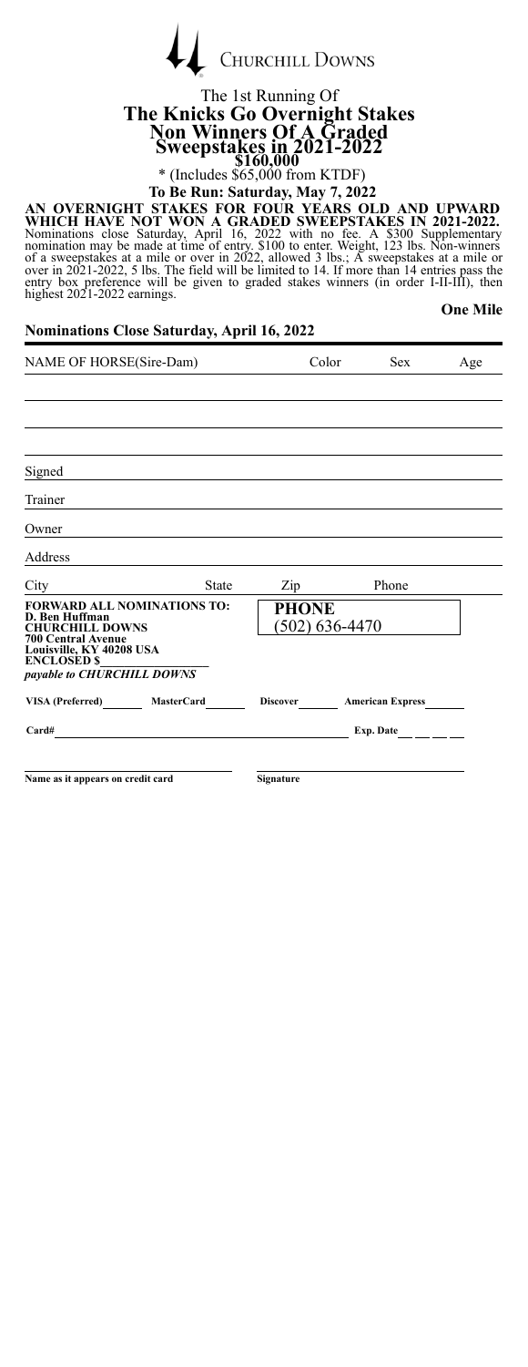CHURCHILL DOWNS

The 1st Running Of

# The Knicks Go Overnight Stakes
## Non Winners Of A Graded Sweepstakes in 2021-2022

**$160,000**

* (Includes $65,000 from KTDF)

**To Be Run: Saturday, May 7, 2022**

**AN OVERNIGHT STAKES FOR FOUR YEARS OLD AND UPWARD WHICH HAVE NOT WON A GRADED SWEEPSTAKES IN 2021-2022.** Nominations close Saturday, April 16, 2022 with no fee. A $300 Supplementary nomination may be made at time of entry. $100 to enter. Weight, 123 lbs. Non-winners of a sweepstakes at a mile or over in 2022, allowed 3 lbs.; A sweepstakes at a mile or over in 2021-2022, 5 lbs. The field will be limited to 14. If more than 14 entries pass the entry box preference will be given to graded stakes winners (in order I-II-III), then highest 2021-2022 earnings.

**One Mile**

**Nominations Close Saturday, April 16, 2022**

| NAME OF HORSE(Sire-Dam) | Color | Sex | Age |
|---|---|---|---|
| | | | |
| | | | |
| | | | |

Signed

Trainer

Owner

Address

City State Zip Phone

**FORWARD ALL NOMINATIONS TO:**
**D. Ben Huffman**
**CHURCHILL DOWNS**
**700 Central Avenue**
**Louisville, KY 40208 USA**
**ENCLOSED $**
***payable to CHURCHILL DOWNS***

**PHONE**
(502) 636-4470

**VISA (Preferred)** **MasterCard** **Discover** **American Express**

**Card#** **Exp. Date**

**Name as it appears on credit card** **Signature**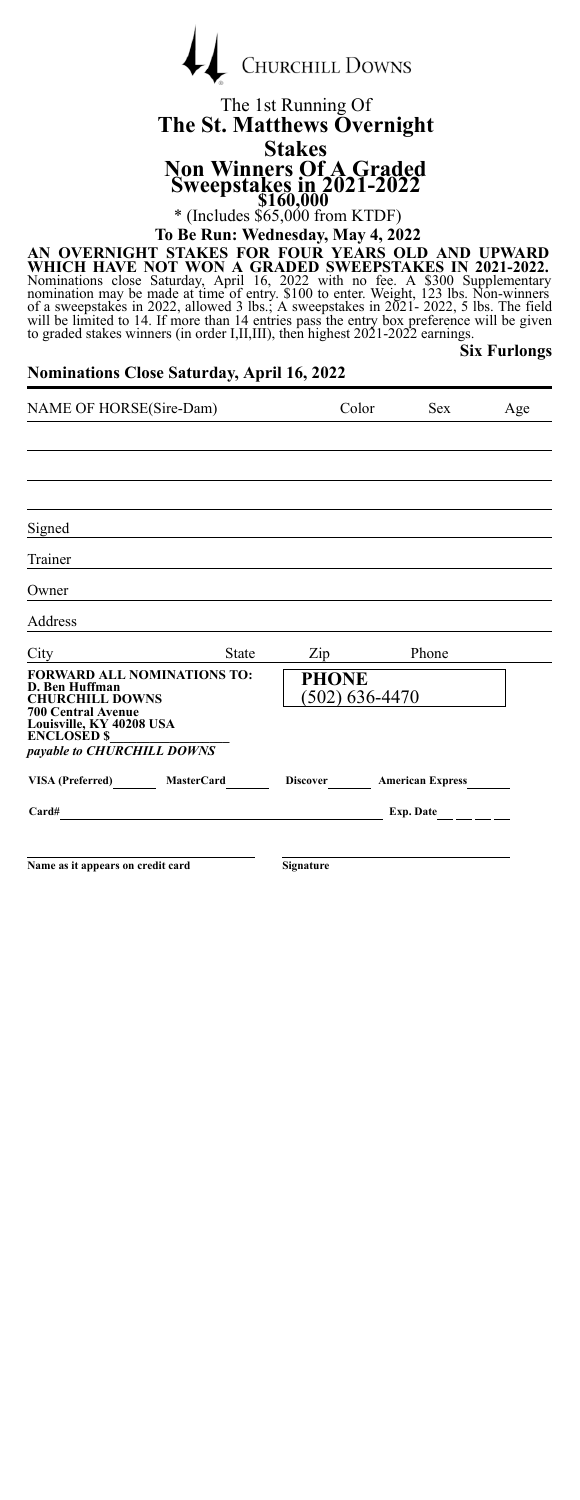CHURCHILL DOWNS

The 1st Running Of

# The St. Matthews Overnight Stakes

## Non Winners Of A Graded Sweepstakes in 2021-2022

**$160,000**

* (Includes $65,000 from KTDF)

**To Be Run: Wednesday, May 4, 2022**

**AN OVERNIGHT STAKES FOR FOUR YEARS OLD AND UPWARD WHICH HAVE NOT WON A GRADED SWEEPSTAKES IN 2021-2022.** Nominations close Saturday, April 16, 2022 with no fee. A $300 Supplementary nomination may be made at time of entry. $100 to enter. Weight, 123 lbs. Non-winners of a sweepstakes in 2022, allowed 3 lbs.; A sweepstakes in 2021- 2022, 5 lbs. The field will be limited to 14. If more than 14 entries pass the entry box preference will be given to graded stakes winners (in order I,II,III), then highest 2021-2022 earnings.

**Six Furlongs**

**Nominations Close Saturday, April 16, 2022**

| NAME OF HORSE(Sire-Dam) | Color | Sex | Age |
|---|---|---|---|
| | | | |
| | | | |
| | | | |
| | | | |

Signed

Trainer

Owner

Address

City State Zip Phone

**FORWARD ALL NOMINATIONS TO:**
**D. Ben Huffman**
**CHURCHILL DOWNS**
**700 Central Avenue**
**Louisville, KY 40208 USA**
**ENCLOSED $**
***payable to CHURCHILL DOWNS***

**PHONE**
(502) 636-4470

**VISA (Preferred)** **MasterCard** **Discover** **American Express**

**Card#** **Exp. Date**

**Name as it appears on credit card** **Signature**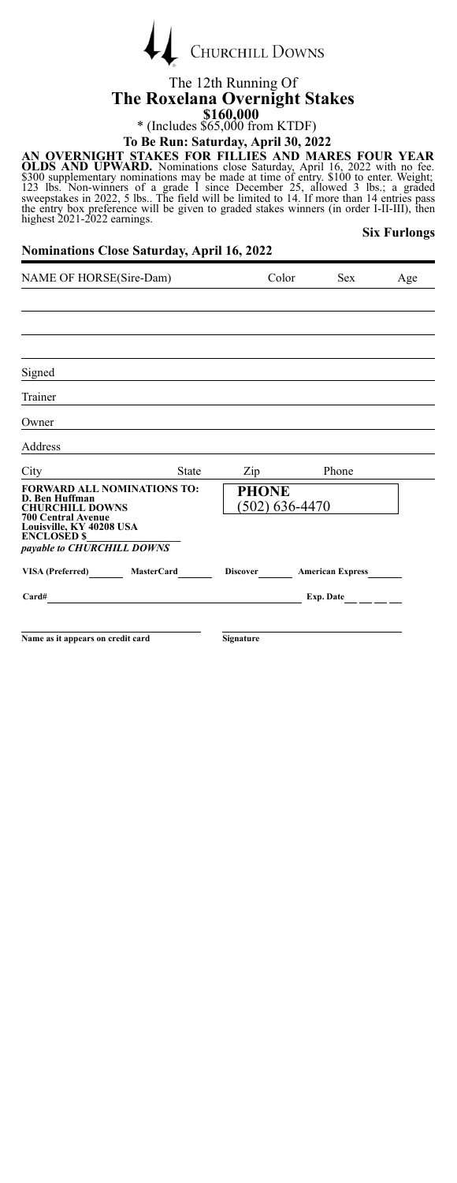CHURCHILL DOWNS

The 12th Running Of

# The Roxelana Overnight Stakes

**$160,000**

* (Includes $65,000 from KTDF)

**To Be Run: Saturday, April 30, 2022**

**AN OVERNIGHT STAKES FOR FILLIES AND MARES FOUR YEAR OLDS AND UPWARD.** Nominations close Saturday, April 16, 2022 with no fee. $300 supplementary nominations may be made at time of entry. $100 to enter. Weight; 123 lbs. Non-winners of a grade 1 since December 25, allowed 3 lbs.; a graded sweepstakes in 2022, 5 lbs.. The field will be limited to 14. If more than 14 entries pass the entry box preference will be given to graded stakes winners (in order I-II-III), then highest 2021-2022 earnings.

**Six Furlongs**

**Nominations Close Saturday, April 16, 2022**

| NAME OF HORSE(Sire-Dam) | Color | Sex | Age |
|---|---|---|---|
| | | | |
| | | | |
| | | | |

Signed

Trainer

Owner

Address

City State Zip Phone

**FORWARD ALL NOMINATIONS TO:**
**D. Ben Huffman**
**CHURCHILL DOWNS**
**700 Central Avenue**
**Louisville, KY 40208 USA**
**ENCLOSED $**
***payable to CHURCHILL DOWNS***

**PHONE**
(502) 636-4470

**VISA (Preferred)** **MasterCard** **Discover** **American Express**

**Card#** **Exp. Date**

**Name as it appears on credit card** **Signature**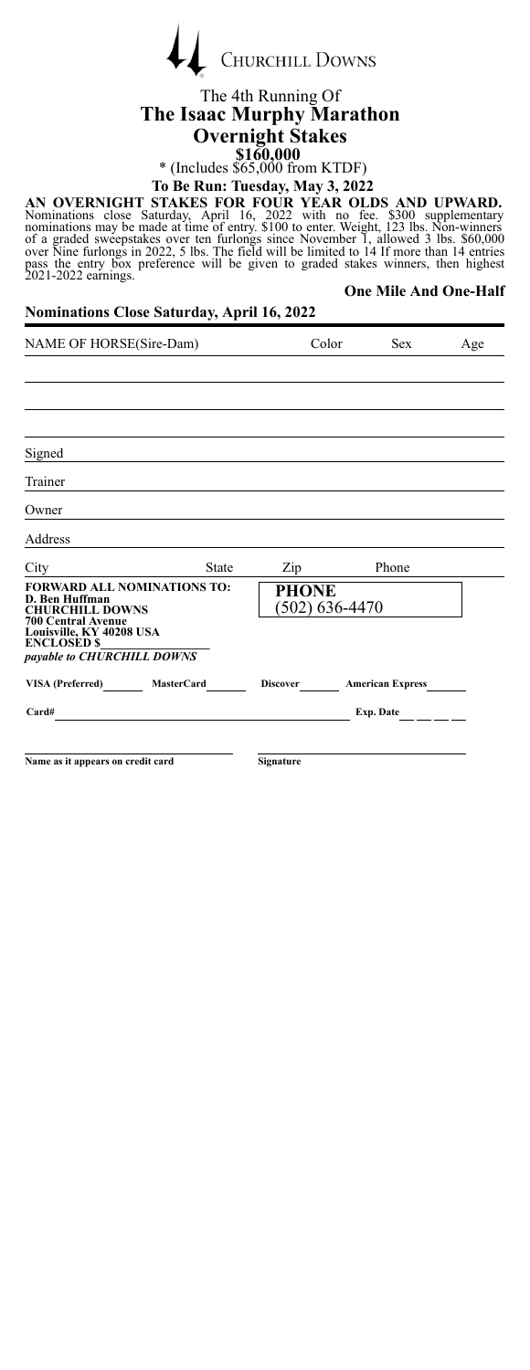CHURCHILL DOWNS

The 4th Running Of

# The Isaac Murphy Marathon Overnight Stakes

**$160,000**

\* (Includes $65,000 from KTDF)

**To Be Run: Tuesday, May 3, 2022**

**AN OVERNIGHT STAKES FOR FOUR YEAR OLDS AND UPWARD.** Nominations close Saturday, April 16, 2022 with no fee. $300 supplementary nominations may be made at time of entry. $100 to enter. Weight, 123 lbs. Non-winners of a graded sweepstakes over ten furlongs since November 1, allowed 3 lbs. $60,000 over Nine furlongs in 2022, 5 lbs. The field will be limited to 14 If more than 14 entries pass the entry box preference will be given to graded stakes winners, then highest 2021-2022 earnings.

**One Mile And One-Half**

**Nominations Close Saturday, April 16, 2022**

| NAME OF HORSE(Sire-Dam) | Color | Sex | Age |
|---|---|---|---|
| | | | |
| | | | |
| | | | |
| | | | |

Signed

Trainer

Owner

Address

City　　　　State　　　　Zip　　　　Phone

**FORWARD ALL NOMINATIONS TO:**
**D. Ben Huffman**
**CHURCHILL DOWNS**
**700 Central Avenue**
**Louisville, KY 40208 USA**
**ENCLOSED $**
***payable to CHURCHILL DOWNS***

**PHONE**
**(502) 636-4470**

**VISA (Preferred)**　　**MasterCard**　　**Discover**　　**American Express**

**Card#**　　　　**Exp. Date**

**Name as it appears on credit card**　　　　**Signature**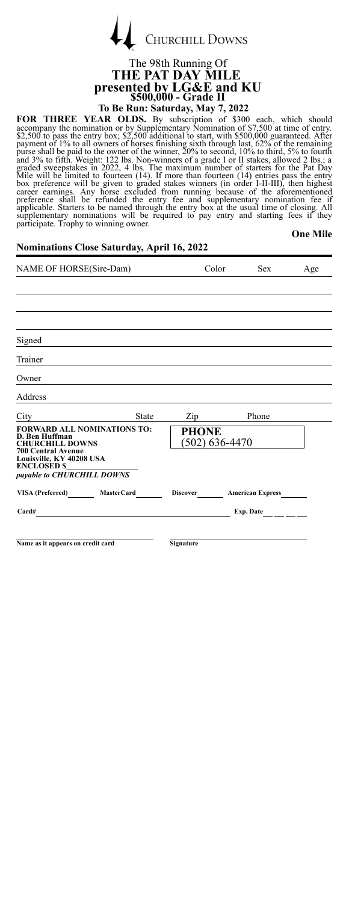CHURCHILL DOWNS

# The 98th Running Of
# THE PAT DAY MILE
## presented by LG&E and KU
## $500,000 - Grade II

### To Be Run: Saturday, May 7, 2022

**FOR THREE YEAR OLDS.** By subscription of $300 each, which should accompany the nomination or by Supplementary Nomination of $7,500 at time of entry. $2,500 to pass the entry box; $2,500 additional to start, with $500,000 guaranteed. After payment of 1% to all owners of horses finishing sixth through last, 62% of the remaining purse shall be paid to the owner of the winner, 20% to second, 10% to third, 5% to fourth and 3% to fifth. Weight: 122 lbs. Non-winners of a grade I or II stakes, allowed 2 lbs.; a graded sweepstakes in 2022, 4 lbs. The maximum number of starters for the Pat Day Mile will be limited to fourteen (14). If more than fourteen (14) entries pass the entry box preference will be given to graded stakes winners (in order I-II-III), then highest career earnings. Any horse excluded from running because of the aforementioned preference shall be refunded the entry fee and supplementary nomination fee if applicable. Starters to be named through the entry box at the usual time of closing. All supplementary nominations will be required to pay entry and starting fees if they participate. Trophy to winning owner.

**One Mile**

**Nominations Close Saturday, April 16, 2022**

| NAME OF HORSE(Sire-Dam) | Color | Sex | Age |
|---|---|---|---|
| | | | |
| | | | |
| | | | |

Signed ____________________

Trainer ____________________

Owner ____________________

Address ____________________

City ____________ State ______ Zip ______ Phone ____________

**FORWARD ALL NOMINATIONS TO:**
**D. Ben Huffman**
**CHURCHILL DOWNS**
**700 Central Avenue**
**Louisville, KY 40208 USA**
**ENCLOSED $**____________
***payable to CHURCHILL DOWNS***

**PHONE**
(502) 636-4470

**VISA (Preferred)** ______ **MasterCard** ______ **Discover** ______ **American Express** ______

**Card#** ______________________________ **Exp. Date** __ __ __

______________________________
**Name as it appears on credit card**

______________________________
**Signature**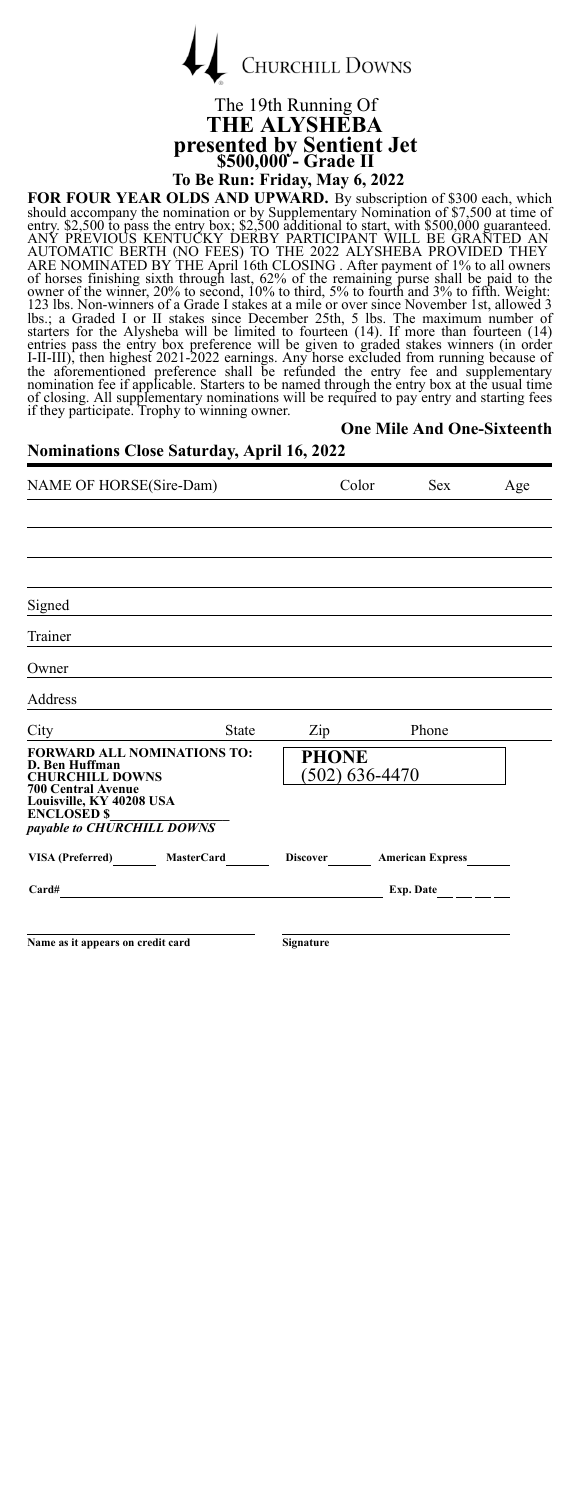CHURCHILL DOWNS

The 19th Running Of

# THE ALYSHEBA

## presented by Sentient Jet

## $500,000 - Grade II

### To Be Run: Friday, May 6, 2022

**FOR FOUR YEAR OLDS AND UPWARD.** By subscription of $300 each, which should accompany the nomination or by Supplementary Nomination of $7,500 at time of entry. $2,500 to pass the entry box; $2,500 additional to start, with $500,000 guaranteed. ANY PREVIOUS KENTUCKY DERBY PARTICIPANT WILL BE GRANTED AN AUTOMATIC BERTH (NO FEES) TO THE 2022 ALYSHEBA PROVIDED THEY ARE NOMINATED BY THE April 16th CLOSING . After payment of 1% to all owners of horses finishing sixth through last, 62% of the remaining purse shall be paid to the owner of the winner, 20% to second, 10% to third, 5% to fourth and 3% to fifth. Weight: 123 lbs. Non-winners of a Grade I stakes at a mile or over since November 1st, allowed 3 lbs.; a Graded I or II stakes since December 25th, 5 lbs. The maximum number of starters for the Alysheba will be limited to fourteen (14). If more than fourteen (14) entries pass the entry box preference will be given to graded stakes winners (in order I-II-III), then highest 2021-2022 earnings. Any horse excluded from running because of the aforementioned preference shall be refunded the entry fee and supplementary nomination fee if applicable. Starters to be named through the entry box at the usual time of closing. All supplementary nominations will be required to pay entry and starting fees if they participate. Trophy to winning owner.

**One Mile And One-Sixteenth**

**Nominations Close Saturday, April 16, 2022**

| NAME OF HORSE(Sire-Dam) | Color | Sex | Age |
|---|---|---|---|
| | | | |
| | | | |
| | | | |

Signed

Trainer

Owner

Address

City State Zip Phone

**FORWARD ALL NOMINATIONS TO:**
**D. Ben Huffman**
**CHURCHILL DOWNS**
**700 Central Avenue**
**Louisville, KY 40208 USA**
**ENCLOSED $**
***payable to CHURCHILL DOWNS***

**PHONE**
(502) 636-4470

**VISA (Preferred)** **MasterCard** **Discover** **American Express**

**Card#** **Exp. Date**

**Name as it appears on credit card** **Signature**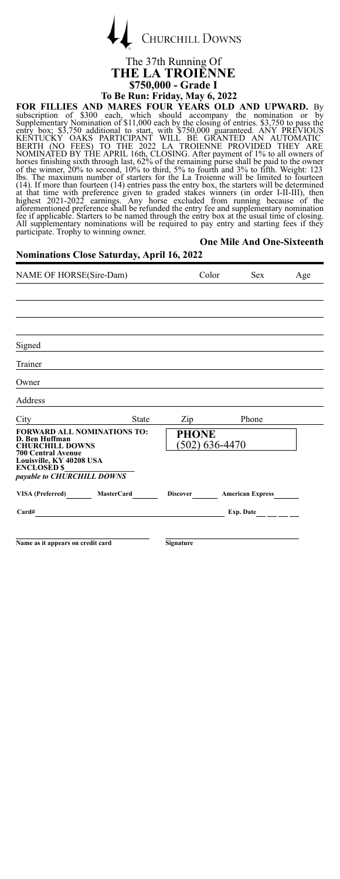CHURCHILL DOWNS

The 37th Running Of

# THE LA TROIENNE

## \$750,000 - Grade I

### To Be Run: Friday, May 6, 2022

**FOR FILLIES AND MARES FOUR YEARS OLD AND UPWARD.** By subscription of \$300 each, which should accompany the nomination or by Supplementary Nomination of \$11,000 each by the closing of entries. \$3,750 to pass the entry box; \$3,750 additional to start, with \$750,000 guaranteed. ANY PREVIOUS KENTUCKY OAKS PARTICIPANT WILL BE GRANTED AN AUTOMATIC BERTH (NO FEES) TO THE 2022 LA TROIENNE PROVIDED THEY ARE NOMINATED BY THE APRIL 16th, CLOSING. After payment of 1% to all owners of horses finishing sixth through last, 62% of the remaining purse shall be paid to the owner of the winner, 20% to second, 10% to third, 5% to fourth and 3% to fifth. Weight: 123 lbs. The maximum number of starters for the La Troienne will be limited to fourteen (14). If more than fourteen (14) entries pass the entry box, the starters will be determined at that time with preference given to graded stakes winners (in order I-II-III), then highest 2021-2022 earnings. Any horse excluded from running because of the aforementioned preference shall be refunded the entry fee and supplementary nomination fee if applicable. Starters to be named through the entry box at the usual time of closing. All supplementary nominations will be required to pay entry and starting fees if they participate. Trophy to winning owner.

**One Mile And One-Sixteenth**

**Nominations Close Saturday, April 16, 2022**

| NAME OF HORSE(Sire-Dam) | Color | Sex | Age |
|---|---|---|---|
| | | | |
| | | | |
| | | | |

Signed

Trainer

Owner

Address

City State Zip Phone

**FORWARD ALL NOMINATIONS TO:**
**D. Ben Huffman**
**CHURCHILL DOWNS**
**700 Central Avenue**
**Louisville, KY 40208 USA**
**ENCLOSED \$**
***payable to CHURCHILL DOWNS***

**PHONE**
(502) 636-4470

**VISA (Preferred)** **MasterCard** **Discover** **American Express**

**Card#** **Exp. Date**

**Name as it appears on credit card** **Signature**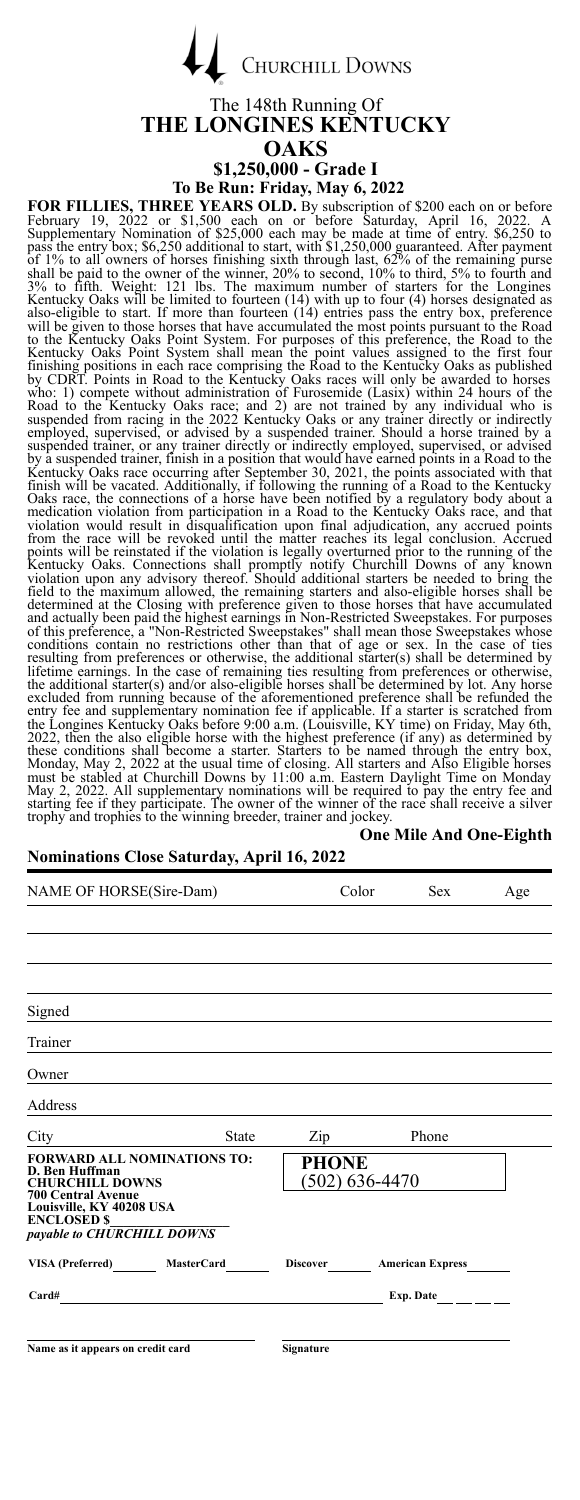CHURCHILL DOWNS

The 148th Running Of

# THE LONGINES KENTUCKY OAKS

## $1,250,000 - Grade I

### To Be Run: Friday, May 6, 2022

**FOR FILLIES, THREE YEARS OLD.** By subscription of $200 each on or before February 19, 2022 or $1,500 each on or before Saturday, April 16, 2022. A Supplementary Nomination of $25,000 each may be made at time of entry. $6,250 to pass the entry box; $6,250 additional to start, with $1,250,000 guaranteed. After payment of 1% to all owners of horses finishing sixth through last, 62% of the remaining purse shall be paid to the owner of the winner, 20% to second, 10% to third, 5% to fourth and 3% to fifth. Weight: 121 lbs. The maximum number of starters for the Longines Kentucky Oaks will be limited to fourteen (14) with up to four (4) horses designated as also-eligible to start. If more than fourteen (14) entries pass the entry box, preference will be given to those horses that have accumulated the most points pursuant to the Road to the Kentucky Oaks Point System. For purposes of this preference, the Road to the Kentucky Oaks Point System shall mean the point values assigned to the first four finishing positions in each race comprising the Road to the Kentucky Oaks as published by CDRT. Points in Road to the Kentucky Oaks races will only be awarded to horses who: 1) compete without administration of Furosemide (Lasix) within 24 hours of the Road to the Kentucky Oaks race; and 2) are not trained by any individual who is suspended from racing in the 2022 Kentucky Oaks or any trainer directly or indirectly employed, supervised, or advised by a suspended trainer. Should a horse trained by a suspended trainer, or any trainer directly or indirectly employed, supervised, or advised by a suspended trainer, finish in a position that would have earned points in a Road to the Kentucky Oaks race occurring after September 30, 2021, the points associated with that finish will be vacated. Additionally, if following the running of a Road to the Kentucky Oaks race, the connections of a horse have been notified by a regulatory body about a medication violation from participation in a Road to the Kentucky Oaks race, and that violation would result in disqualification upon final adjudication, any accrued points from the race will be revoked until the matter reaches its legal conclusion. Accrued points will be reinstated if the violation is legally overturned prior to the running of the Kentucky Oaks. Connections shall promptly notify Churchill Downs of any known violation upon any advisory thereof. Should additional starters be needed to bring the field to the maximum allowed, the remaining starters and also-eligible horses shall be determined at the Closing with preference given to those horses that have accumulated and actually been paid the highest earnings in Non-Restricted Sweepstakes. For purposes of this preference, a "Non-Restricted Sweepstakes" shall mean those Sweepstakes whose conditions contain no restrictions other than that of age or sex. In the case of ties resulting from preferences or otherwise, the additional starter(s) shall be determined by lifetime earnings. In the case of remaining ties resulting from preferences or otherwise, the additional starter(s) and/or also-eligible horses shall be determined by lot. Any horse excluded from running because of the aforementioned preference shall be refunded the entry fee and supplementary nomination fee if applicable. If a starter is scratched from the Longines Kentucky Oaks before 9:00 a.m. (Louisville, KY time) on Friday, May 6th, 2022, then the also eligible horse with the highest preference (if any) as determined by these conditions shall become a starter. Starters to be named through the entry box, Monday, May 2, 2022 at the usual time of closing. All starters and Also Eligible horses must be stabled at Churchill Downs by 11:00 a.m. Eastern Daylight Time on Monday May 2, 2022. All supplementary nominations will be required to pay the entry fee and starting fee if they participate. The owner of the winner of the race shall receive a silver trophy and trophies to the winning breeder, trainer and jockey.

**One Mile And One-Eighth**

**Nominations Close Saturday, April 16, 2022**

| NAME OF HORSE(Sire-Dam) | Color | Sex | Age |
|---|---|---|---|
| | | | |
| | | | |
| | | | |

Signed

Trainer

Owner

Address

City State Zip Phone

**FORWARD ALL NOMINATIONS TO:**
**D. Ben Huffman**
**CHURCHILL DOWNS**
**700 Central Avenue**
**Louisville, KY 40208 USA**
**ENCLOSED $**
***payable to CHURCHILL DOWNS***

**PHONE**
**(502) 636-4470**

**VISA (Preferred)** **MasterCard** **Discover** **American Express**

**Card#** **Exp. Date**

**Name as it appears on credit card** **Signature**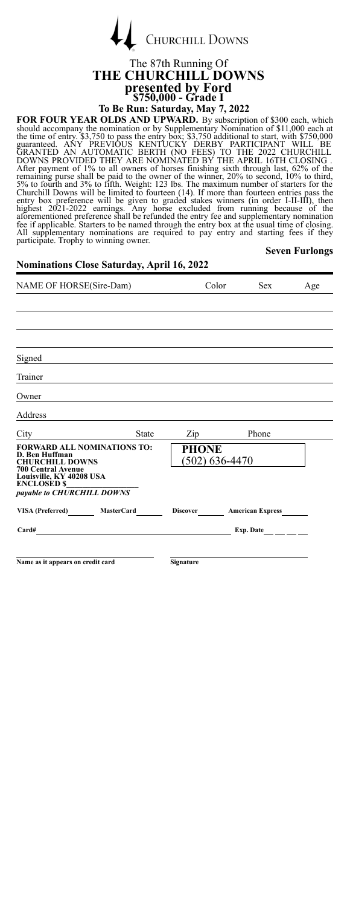Churchill Downs

# The 87th Running Of
# THE CHURCHILL DOWNS
## presented by Ford
## $750,000 - Grade I

### To Be Run: Saturday, May 7, 2022

**FOR FOUR YEAR OLDS AND UPWARD.** By subscription of $300 each, which should accompany the nomination or by Supplementary Nomination of $11,000 each at the time of entry. $3,750 to pass the entry box; $3,750 additional to start, with $750,000 guaranteed. ANY PREVIOUS KENTUCKY DERBY PARTICIPANT WILL BE GRANTED AN AUTOMATIC BERTH (NO FEES) TO THE 2022 CHURCHILL DOWNS PROVIDED THEY ARE NOMINATED BY THE APRIL 16TH CLOSING . After payment of 1% to all owners of horses finishing sixth through last, 62% of the remaining purse shall be paid to the owner of the winner, 20% to second, 10% to third, 5% to fourth and 3% to fifth. Weight: 123 lbs. The maximum number of starters for the Churchill Downs will be limited to fourteen (14). If more than fourteen entries pass the entry box preference will be given to graded stakes winners (in order I-II-III), then highest 2021-2022 earnings. Any horse excluded from running because of the aforementioned preference shall be refunded the entry fee and supplementary nomination fee if applicable. Starters to be named through the entry box at the usual time of closing. All supplementary nominations are required to pay entry and starting fees if they participate. Trophy to winning owner.

**Seven Furlongs**

**Nominations Close Saturday, April 16, 2022**

| NAME OF HORSE(Sire-Dam) | Color | Sex | Age |
|---|---|---|---|
| | | | |
| | | | |
| | | | |

Signed

Trainer

Owner

Address

City State Zip Phone

**FORWARD ALL NOMINATIONS TO:**
**D. Ben Huffman**
**CHURCHILL DOWNS**
**700 Central Avenue**
**Louisville, KY 40208 USA**
**ENCLOSED $**
***payable to CHURCHILL DOWNS***

**PHONE**
(502) 636-4470

**VISA (Preferred)** **MasterCard** **Discover** **American Express**

**Card#** **Exp. Date**

**Name as it appears on credit card** **Signature**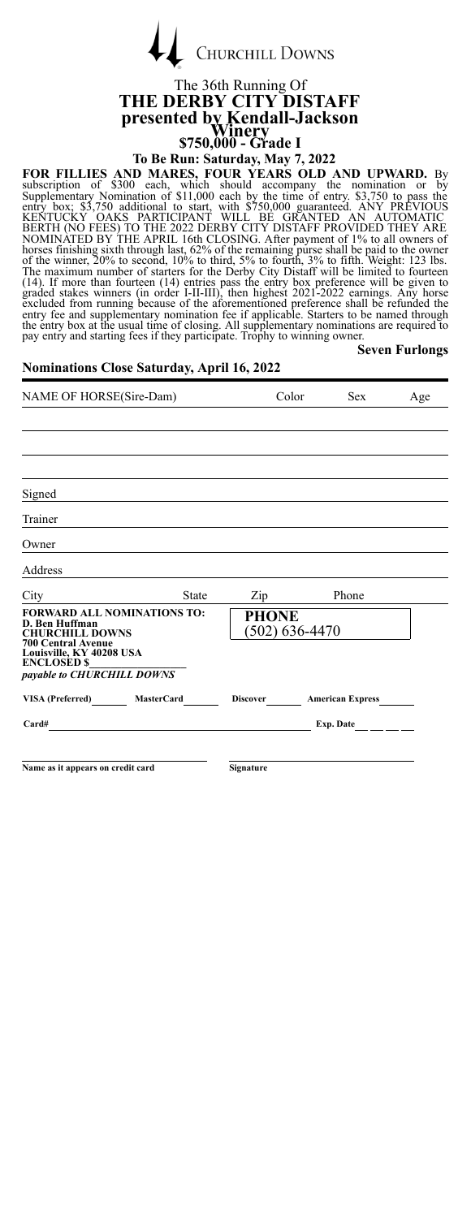Churchill Downs

## The 36th Running Of
# THE DERBY CITY DISTAFF
## presented by Kendall-Jackson Winery
## $750,000 - Grade I

**To Be Run: Saturday, May 7, 2022**

**FOR FILLIES AND MARES, FOUR YEARS OLD AND UPWARD.** By subscription of $300 each, which should accompany the nomination or by Supplementary Nomination of $11,000 each by the time of entry. $3,750 to pass the entry box; $3,750 additional to start, with $750,000 guaranteed. ANY PREVIOUS KENTUCKY OAKS PARTICIPANT WILL BE GRANTED AN AUTOMATIC BERTH (NO FEES) TO THE 2022 DERBY CITY DISTAFF PROVIDED THEY ARE NOMINATED BY THE APRIL 16th CLOSING. After payment of 1% to all owners of horses finishing sixth through last, 62% of the remaining purse shall be paid to the owner of the winner, 20% to second, 10% to third, 5% to fourth, 3% to fifth. Weight: 123 lbs. The maximum number of starters for the Derby City Distaff will be limited to fourteen (14). If more than fourteen (14) entries pass the entry box preference will be given to graded stakes winners (in order I-II-III), then highest 2021-2022 earnings. Any horse excluded from running because of the aforementioned preference shall be refunded the entry fee and supplementary nomination fee if applicable. Starters to be named through the entry box at the usual time of closing. All supplementary nominations are required to pay entry and starting fees if they participate. Trophy to winning owner.

**Seven Furlongs**

**Nominations Close Saturday, April 16, 2022**

| NAME OF HORSE(Sire-Dam) | Color | Sex | Age |
|---|---|---|---|
| | | | |
| | | | |
| | | | |
| | | | |

Signed

Trainer

Owner

Address

City State Zip Phone

**FORWARD ALL NOMINATIONS TO:**
**D. Ben Huffman**
**CHURCHILL DOWNS**
**700 Central Avenue**
**Louisville, KY 40208 USA**
**ENCLOSED $**
***payable to CHURCHILL DOWNS***

**PHONE**
(502) 636-4470

**VISA (Preferred)** ______ **MasterCard** ______ **Discover** ______ **American Express** ______

**Card#** ______________________ **Exp. Date** __ __ __

**Name as it appears on credit card** ______________ **Signature** ______________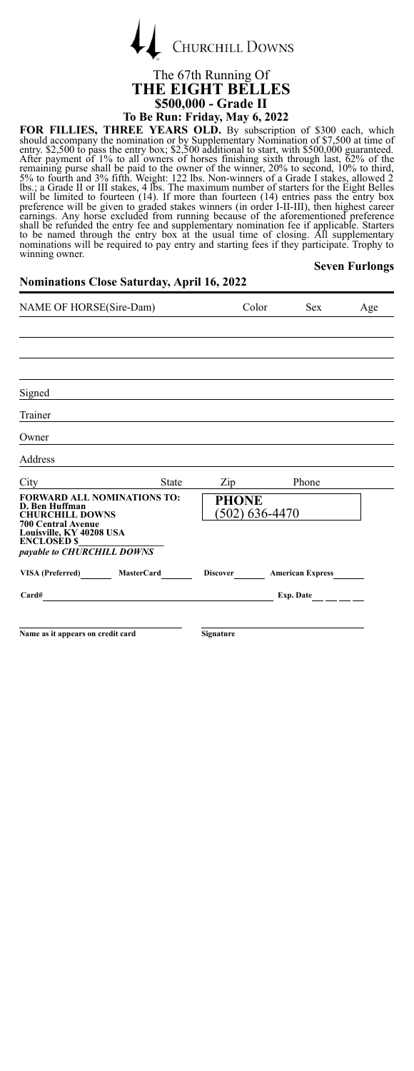CHURCHILL DOWNS

# The 67th Running Of
# THE EIGHT BELLES
## $500,000 - Grade II
### To Be Run: Friday, May 6, 2022

**FOR FILLIES, THREE YEARS OLD.** By subscription of $300 each, which should accompany the nomination or by Supplementary Nomination of $7,500 at time of entry. $2,500 to pass the entry box; $2,500 additional to start, with $500,000 guaranteed. After payment of 1% to all owners of horses finishing sixth through last, 62% of the remaining purse shall be paid to the owner of the winner, 20% to second, 10% to third, 5% to fourth and 3% fifth. Weight: 122 lbs. Non-winners of a Grade I stakes, allowed 2 lbs.; a Grade II or III stakes, 4 lbs. The maximum number of starters for the Eight Belles will be limited to fourteen (14). If more than fourteen (14) entries pass the entry box preference will be given to graded stakes winners (in order I-II-III), then highest career earnings. Any horse excluded from running because of the aforementioned preference shall be refunded the entry fee and supplementary nomination fee if applicable. Starters to be named through the entry box at the usual time of closing. All supplementary nominations will be required to pay entry and starting fees if they participate. Trophy to winning owner.

**Seven Furlongs**

**Nominations Close Saturday, April 16, 2022**

| NAME OF HORSE(Sire-Dam) | Color | Sex | Age |
|---|---|---|---|
| | | | |
| | | | |
| | | | |

Signed

Trainer

Owner

Address

City State Zip Phone

**FORWARD ALL NOMINATIONS TO:**
**D. Ben Huffman**
**CHURCHILL DOWNS**
**700 Central Avenue**
**Louisville, KY 40208 USA**
**ENCLOSED $**
***payable to CHURCHILL DOWNS***

**PHONE**
**(502) 636-4470**

**VISA (Preferred)** **MasterCard** **Discover** **American Express**

**Card#** **Exp. Date**

**Name as it appears on credit card** **Signature**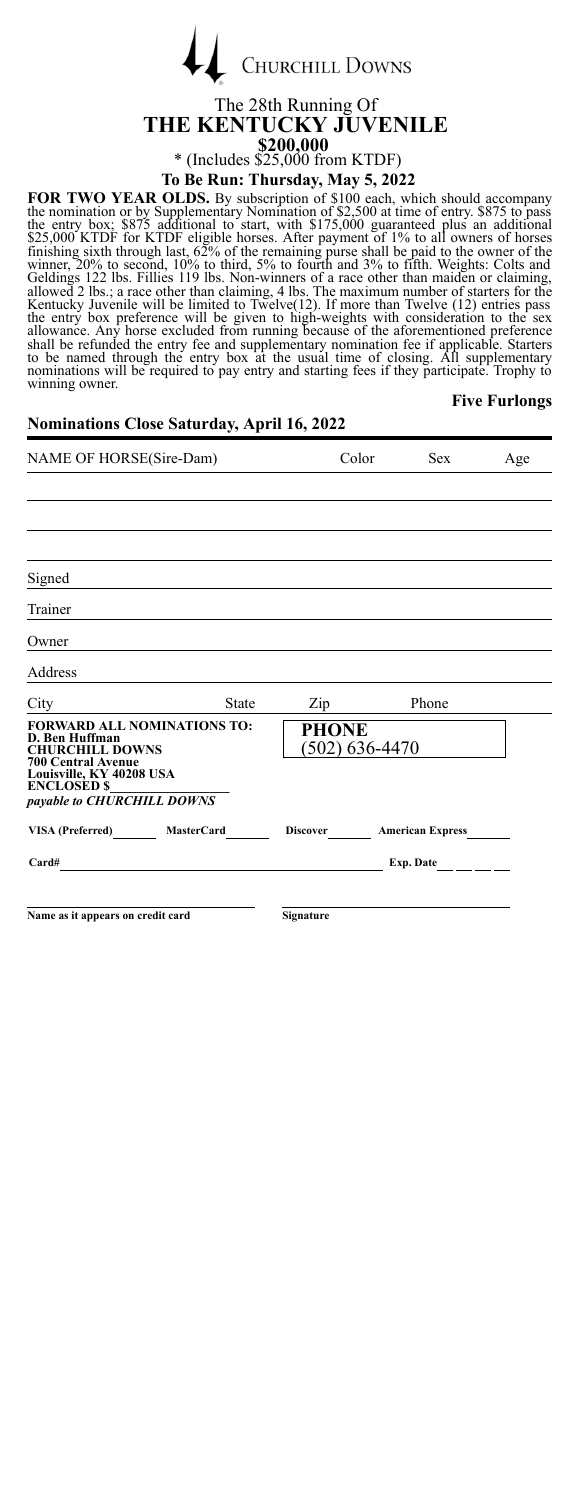CHURCHILL DOWNS

## The 28th Running Of

# THE KENTUCKY JUVENILE

### $200,000

\* (Includes $25,000 from KTDF)

**To Be Run: Thursday, May 5, 2022**

**FOR TWO YEAR OLDS.** By subscription of $100 each, which should accompany the nomination or by Supplementary Nomination of $2,500 at time of entry. $875 to pass the entry box; $875 additional to start, with $175,000 guaranteed plus an additional $25,000 KTDF for KTDF eligible horses. After payment of 1% to all owners of horses finishing sixth through last, 62% of the remaining purse shall be paid to the owner of the winner, 20% to second, 10% to third, 5% to fourth and 3% to fifth. Weights: Colts and Geldings 122 lbs. Fillies 119 lbs. Non-winners of a race other than maiden or claiming, allowed 2 lbs.; a race other than claiming, 4 lbs. The maximum number of starters for the Kentucky Juvenile will be limited to Twelve(12). If more than Twelve (12) entries pass the entry box preference will be given to high-weights with consideration to the sex allowance. Any horse excluded from running because of the aforementioned preference shall be refunded the entry fee and supplementary nomination fee if applicable. Starters to be named through the entry box at the usual time of closing. All supplementary nominations will be required to pay entry and starting fees if they participate. Trophy to winning owner.

**Five Furlongs**

**Nominations Close Saturday, April 16, 2022**

| NAME OF HORSE(Sire-Dam) | Color | Sex | Age |
|---|---|---|---|
| | | | |
| | | | |
| | | | |
| | | | |

Signed ______________________

Trainer ______________________

Owner ______________________

Address ______________________

City __________ State __________ Zip __________ Phone __________

**FORWARD ALL NOMINATIONS TO:**
**D. Ben Huffman**
**CHURCHILL DOWNS**
**700 Central Avenue**
**Louisville, KY 40208 USA**
**ENCLOSED $**__________
***payable to CHURCHILL DOWNS***

**PHONE**
(502) 636-4470

**VISA (Preferred)** ______ **MasterCard** ______ **Discover** ______ **American Express** ______

**Card#** ______________________ **Exp. Date** __ __ __ __

**Name as it appears on credit card** ______________________ **Signature** ______________________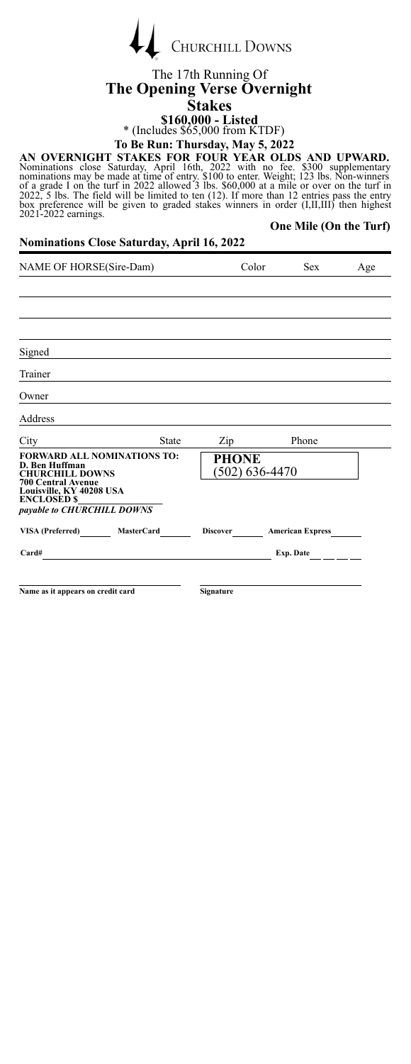Churchill Downs

# The 17th Running Of
# The Opening Verse Overnight Stakes

**$160,000 - Listed**
* (Includes $65,000 from KTDF)

**To Be Run: Thursday, May 5, 2022**

**AN OVERNIGHT STAKES FOR FOUR YEAR OLDS AND UPWARD.** Nominations close Saturday, April 16th, 2022 with no fee. $300 supplementary nominations may be made at time of entry. $100 to enter. Weight; 123 lbs. Non-winners of a grade I on the turf in 2022 allowed 3 lbs. $60,000 at a mile or over on the turf in 2022, 5 lbs. The field will be limited to ten (12). If more than 12 entries pass the entry box preference will be given to graded stakes winners in order (I,II,III) then highest 2021-2022 earnings.

**One Mile (On the Turf)**

**Nominations Close Saturday, April 16, 2022**

| NAME OF HORSE(Sire-Dam) | Color | Sex | Age |
|---|---|---|---|
| | | | |
| | | | |
| | | | |
| | | | |

Signed

Trainer

Owner

Address

City State Zip Phone

**FORWARD ALL NOMINATIONS TO:**
**D. Ben Huffman**
**CHURCHILL DOWNS**
**700 Central Avenue**
**Louisville, KY 40208 USA**
**ENCLOSED $**
***payable to CHURCHILL DOWNS***

**PHONE**
**(502) 636-4470**

**VISA (Preferred)** **MasterCard** **Discover** **American Express**

**Card#** **Exp. Date**

**Name as it appears on credit card** **Signature**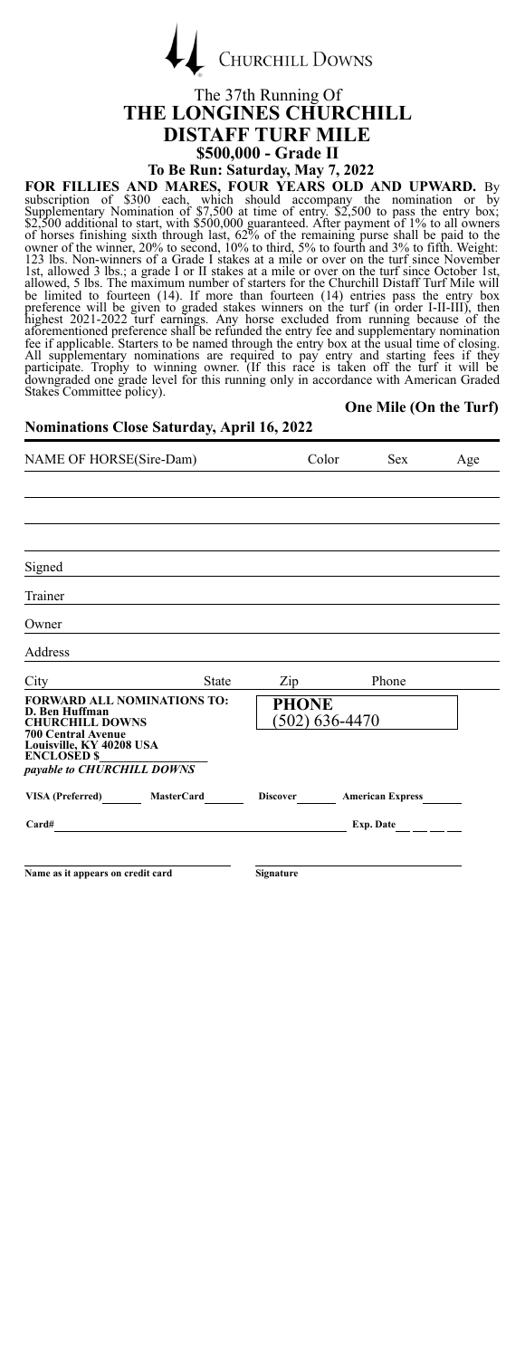CHURCHILL DOWNS

The 37th Running Of

# THE LONGINES CHURCHILL DISTAFF TURF MILE

## $500,000 - Grade II

### To Be Run: Saturday, May 7, 2022

**FOR FILLIES AND MARES, FOUR YEARS OLD AND UPWARD.** By subscription of $300 each, which should accompany the nomination or by Supplementary Nomination of $7,500 at time of entry. $2,500 to pass the entry box; $2,500 additional to start, with $500,000 guaranteed. After payment of 1% to all owners of horses finishing sixth through last, 62% of the remaining purse shall be paid to the owner of the winner, 20% to second, 10% to third, 5% to fourth and 3% to fifth. Weight: 123 lbs. Non-winners of a Grade I stakes at a mile or over on the turf since November 1st, allowed 3 lbs.; a grade I or II stakes at a mile or over on the turf since October 1st, allowed, 5 lbs. The maximum number of starters for the Churchill Distaff Turf Mile will be limited to fourteen (14). If more than fourteen (14) entries pass the entry box preference will be given to graded stakes winners on the turf (in order I-II-III), then highest 2021-2022 turf earnings. Any horse excluded from running because of the aforementioned preference shall be refunded the entry fee and supplementary nomination fee if applicable. Starters to be named through the entry box at the usual time of closing. All supplementary nominations are required to pay entry and starting fees if they participate. Trophy to winning owner. (If this race is taken off the turf it will be downgraded one grade level for this running only in accordance with American Graded Stakes Committee policy).

**One Mile (On the Turf)**

**Nominations Close Saturday, April 16, 2022**

| NAME OF HORSE(Sire-Dam) | Color | Sex | Age |
|---|---|---|---|
| | | | |
| | | | |
| | | | |

Signed

Trainer

Owner

Address

City　　　State　　　Zip　　　Phone

**FORWARD ALL NOMINATIONS TO:**
**D. Ben Huffman**
**CHURCHILL DOWNS**
**700 Central Avenue**
**Louisville, KY 40208 USA**
**ENCLOSED $**
***payable to CHURCHILL DOWNS***

**PHONE**
(502) 636-4470

**VISA (Preferred)**　　**MasterCard**　　**Discover**　　**American Express**

**Card#**　　　　**Exp. Date**

**Name as it appears on credit card**　　　　**Signature**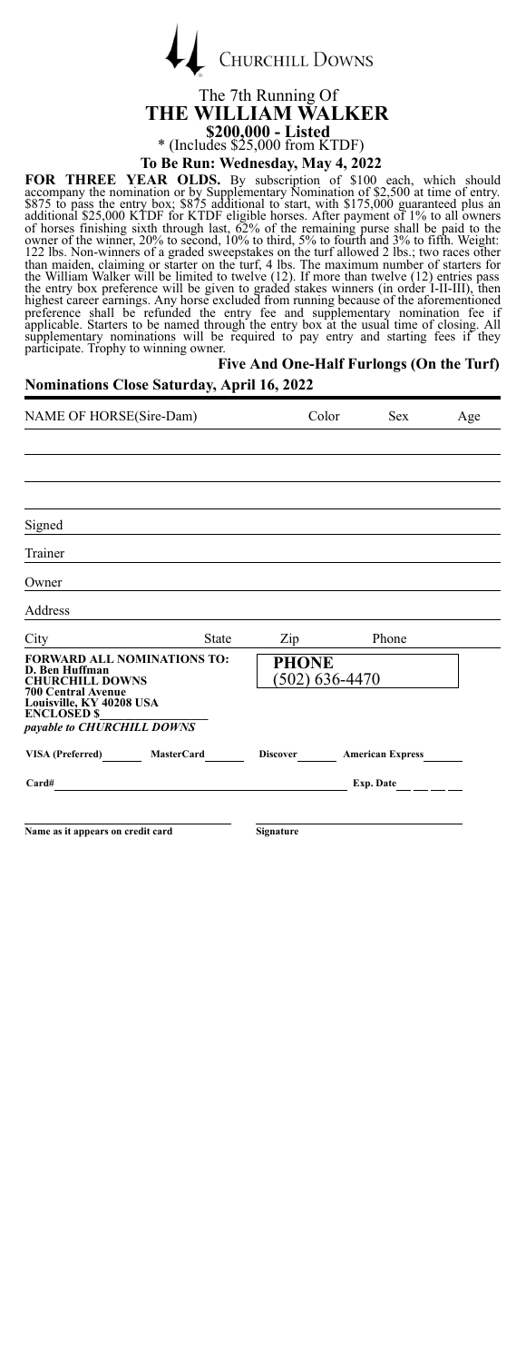CHURCHILL DOWNS

The 7th Running Of

# THE WILLIAM WALKER

## $200,000 - Listed

* (Includes $25,000 from KTDF)

**To Be Run: Wednesday, May 4, 2022**

**FOR THREE YEAR OLDS.** By subscription of $100 each, which should accompany the nomination or by Supplementary Nomination of $2,500 at time of entry. $875 to pass the entry box; $875 additional to start, with $175,000 guaranteed plus an additional $25,000 KTDF for KTDF eligible horses. After payment of 1% to all owners of horses finishing sixth through last, 62% of the remaining purse shall be paid to the owner of the winner, 20% to second, 10% to third, 5% to fourth and 3% to fifth. Weight: 122 lbs. Non-winners of a graded sweepstakes on the turf allowed 2 lbs.; two races other than maiden, claiming or starter on the turf, 4 lbs. The maximum number of starters for the William Walker will be limited to twelve (12). If more than twelve (12) entries pass the entry box preference will be given to graded stakes winners (in order I-II-III), then highest career earnings. Any horse excluded from running because of the aforementioned preference shall be refunded the entry fee and supplementary nomination fee if applicable. Starters to be named through the entry box at the usual time of closing. All supplementary nominations will be required to pay entry and starting fees if they participate. Trophy to winning owner.

**Five And One-Half Furlongs (On the Turf)**

**Nominations Close Saturday, April 16, 2022**

| NAME OF HORSE(Sire-Dam) | Color | Sex | Age |
| --- | --- | --- | --- |
| | | | |
| | | | |
| | | | |

Signed

Trainer

Owner

Address

City State Zip Phone

**FORWARD ALL NOMINATIONS TO:**
**D. Ben Huffman**
**CHURCHILL DOWNS**
**700 Central Avenue**
**Louisville, KY 40208 USA**
**ENCLOSED $**
***payable to CHURCHILL DOWNS***

**PHONE**
(502) 636-4470

**VISA (Preferred)** **MasterCard** **Discover** **American Express**

**Card#** **Exp. Date**

**Name as it appears on credit card** **Signature**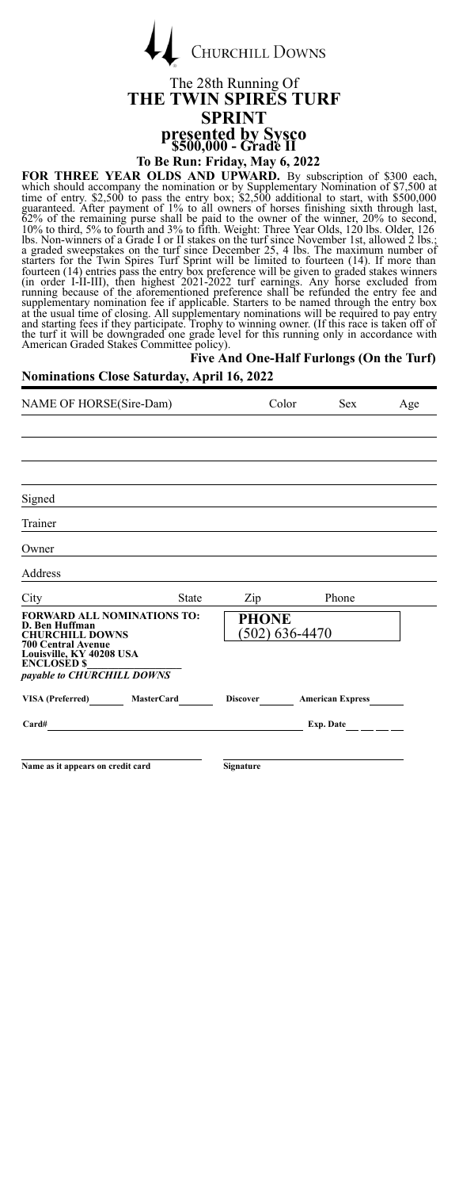CHURCHILL DOWNS

The 28th Running Of

# THE TWIN SPIRES TURF SPRINT

## presented by Sysco

## $500,000 - Grade II

### To Be Run: Friday, May 6, 2022

**FOR THREE YEAR OLDS AND UPWARD.** By subscription of $300 each, which should accompany the nomination or by Supplementary Nomination of $7,500 at time of entry. $2,500 to pass the entry box; $2,500 additional to start, with $500,000 guaranteed. After payment of 1% to all owners of horses finishing sixth through last, 62% of the remaining purse shall be paid to the owner of the winner, 20% to second, 10% to third, 5% to fourth and 3% to fifth. Weight: Three Year Olds, 120 lbs. Older, 126 lbs. Non-winners of a Grade I or II stakes on the turf since November 1st, allowed 2 lbs.; a graded sweepstakes on the turf since December 25, 4 lbs. The maximum number of starters for the Twin Spires Turf Sprint will be limited to fourteen (14). If more than fourteen (14) entries pass the entry box preference will be given to graded stakes winners (in order I-II-III), then highest 2021-2022 turf earnings. Any horse excluded from running because of the aforementioned preference shall be refunded the entry fee and supplementary nomination fee if applicable. Starters to be named through the entry box at the usual time of closing. All supplementary nominations will be required to pay entry and starting fees if they participate. Trophy to winning owner. (If this race is taken off of the turf it will be downgraded one grade level for this running only in accordance with American Graded Stakes Committee policy).

**Five And One-Half Furlongs (On the Turf)**

**Nominations Close Saturday, April 16, 2022**

| NAME OF HORSE(Sire-Dam) | Color | Sex | Age |
|---|---|---|---|
| | | | |
| | | | |
| | | | |

Signed

Trainer

Owner

Address

City State Zip Phone

**FORWARD ALL NOMINATIONS TO:**
**D. Ben Huffman**
**CHURCHILL DOWNS**
**700 Central Avenue**
**Louisville, KY 40208 USA**
**ENCLOSED $**
***payable to CHURCHILL DOWNS***

**PHONE**
**(502) 636-4470**

**VISA (Preferred)** **MasterCard** **Discover** **American Express**

**Card#** **Exp. Date**

**Name as it appears on credit card** **Signature**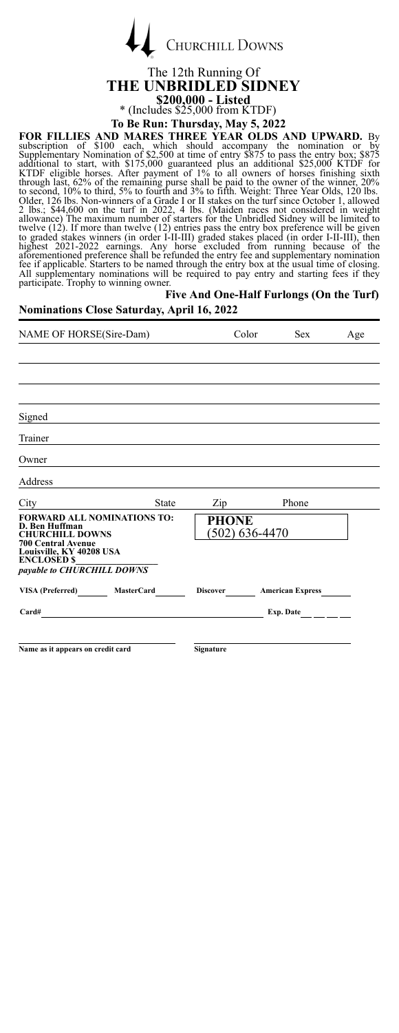CHURCHILL DOWNS

The 12th Running Of

# THE UNBRIDLED SIDNEY

## $200,000 - Listed

\* (Includes $25,000 from KTDF)

**To Be Run: Thursday, May 5, 2022**

**FOR FILLIES AND MARES THREE YEAR OLDS AND UPWARD.** By subscription of $100 each, which should accompany the nomination or by Supplementary Nomination of $2,500 at time of entry $875 to pass the entry box; $875 additional to start, with $175,000 guaranteed plus an additional $25,000 KTDF for KTDF eligible horses. After payment of 1% to all owners of horses finishing sixth through last, 62% of the remaining purse shall be paid to the owner of the winner, 20% to second, 10% to third, 5% to fourth and 3% to fifth. Weight: Three Year Olds, 120 lbs. Older, 126 lbs. Non-winners of a Grade I or II stakes on the turf since October 1, allowed 2 lbs.; $44,600 on the turf in 2022, 4 lbs. (Maiden races not considered in weight allowance) The maximum number of starters for the Unbridled Sidney will be limited to twelve (12). If more than twelve (12) entries pass the entry box preference will be given to graded stakes winners (in order I-II-III) graded stakes placed (in order I-II-III), then highest 2021-2022 earnings. Any horse excluded from running because of the aforementioned preference shall be refunded the entry fee and supplementary nomination fee if applicable. Starters to be named through the entry box at the usual time of closing. All supplementary nominations will be required to pay entry and starting fees if they participate. Trophy to winning owner.

**Five And One-Half Furlongs (On the Turf)**

**Nominations Close Saturday, April 16, 2022**

| NAME OF HORSE(Sire-Dam) | Color | Sex | Age |
|---|---|---|---|
| | | | |
| | | | |
| | | | |

Signed

Trainer

Owner

Address

City State Zip Phone

**FORWARD ALL NOMINATIONS TO:**
**D. Ben Huffman**
**CHURCHILL DOWNS**
**700 Central Avenue**
**Louisville, KY 40208 USA**
**ENCLOSED $**
***payable to CHURCHILL DOWNS***

**PHONE**
(502) 636-4470

**VISA (Preferred)** **MasterCard** **Discover** **American Express**

**Card#** **Exp. Date**

**Name as it appears on credit card** **Signature**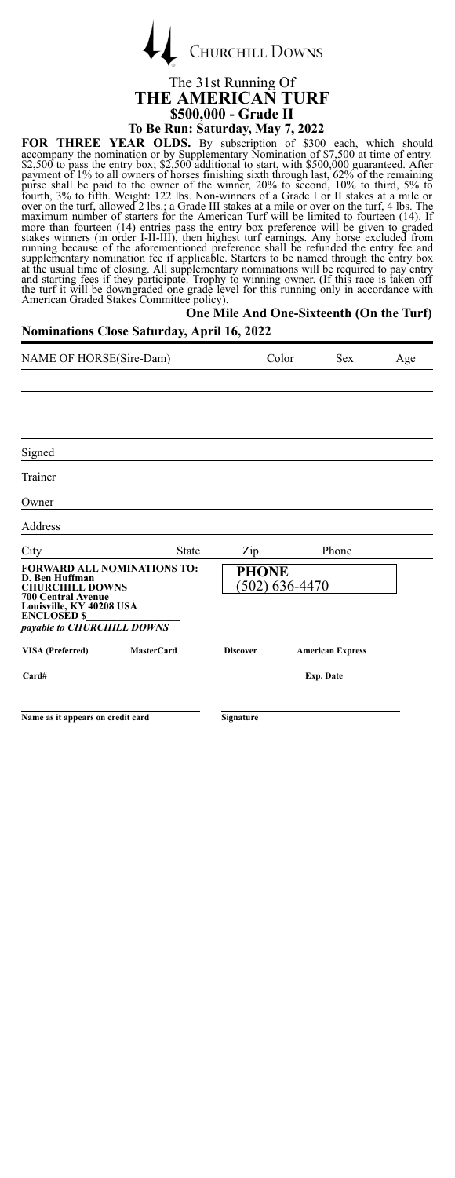CHURCHILL DOWNS

# The 31st Running Of
# THE AMERICAN TURF
## $500,000 - Grade II
### To Be Run: Saturday, May 7, 2022

**FOR THREE YEAR OLDS.** By subscription of $300 each, which should accompany the nomination or by Supplementary Nomination of $7,500 at time of entry. $2,500 to pass the entry box; $2,500 additional to start, with $500,000 guaranteed. After payment of 1% to all owners of horses finishing sixth through last, 62% of the remaining purse shall be paid to the owner of the winner, 20% to second, 10% to third, 5% to fourth, 3% to fifth. Weight: 122 lbs. Non-winners of a Grade I or II stakes at a mile or over on the turf, allowed 2 lbs.; a Grade III stakes at a mile or over on the turf, 4 lbs. The maximum number of starters for the American Turf will be limited to fourteen (14). If more than fourteen (14) entries pass the entry box preference will be given to graded stakes winners (in order I-II-III), then highest turf earnings. Any horse excluded from running because of the aforementioned preference shall be refunded the entry fee and supplementary nomination fee if applicable. Starters to be named through the entry box at the usual time of closing. All supplementary nominations will be required to pay entry and starting fees if they participate. Trophy to winning owner. (If this race is taken off the turf it will be downgraded one grade level for this running only in accordance with American Graded Stakes Committee policy).

**One Mile And One-Sixteenth (On the Turf)**

**Nominations Close Saturday, April 16, 2022**

| NAME OF HORSE(Sire-Dam) | Color | Sex | Age |
|---|---|---|---|
| | | | |
| | | | |
| | | | |

Signed

Trainer

Owner

Address

City State Zip Phone

**FORWARD ALL NOMINATIONS TO:**
**D. Ben Huffman**
**CHURCHILL DOWNS**
**700 Central Avenue**
**Louisville, KY 40208 USA**
**ENCLOSED $**
***payable to CHURCHILL DOWNS***

**PHONE**
(502) 636-4470

**VISA (Preferred)** **MasterCard** **Discover** **American Express**

**Card#** **Exp. Date**

**Name as it appears on credit card** **Signature**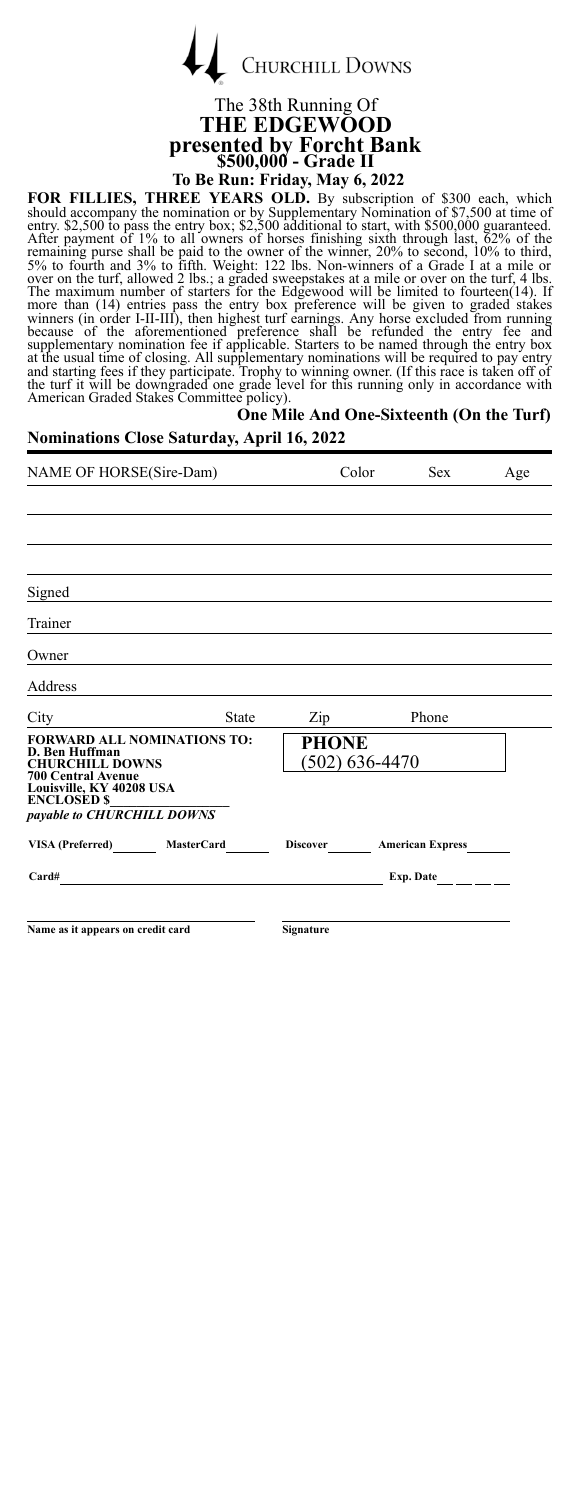CHURCHILL DOWNS

# The 38th Running Of
# THE EDGEWOOD
## presented by Forcht Bank
## $500,000 - Grade II

**To Be Run: Friday, May 6, 2022**

**FOR FILLIES, THREE YEARS OLD.** By subscription of $300 each, which should accompany the nomination or by Supplementary Nomination of $7,500 at time of entry. $2,500 to pass the entry box; $2,500 additional to start, with $500,000 guaranteed. After payment of 1% to all owners of horses finishing sixth through last, 62% of the remaining purse shall be paid to the owner of the winner, 20% to second, 10% to third, 5% to fourth and 3% to fifth. Weight: 122 lbs. Non-winners of a Grade I at a mile or over on the turf, allowed 2 lbs.; a graded sweepstakes at a mile or over on the turf, 4 lbs. The maximum number of starters for the Edgewood will be limited to fourteen(14). If more than (14) entries pass the entry box preference will be given to graded stakes winners (in order I-II-III), then highest turf earnings. Any horse excluded from running because of the aforementioned preference shall be refunded the entry fee and supplementary nomination fee if applicable. Starters to be named through the entry box at the usual time of closing. All supplementary nominations will be required to pay entry and starting fees if they participate. Trophy to winning owner. (If this race is taken off of the turf it will be downgraded one grade level for this running only in accordance with American Graded Stakes Committee policy).

**One Mile And One-Sixteenth (On the Turf)**

**Nominations Close Saturday, April 16, 2022**

| NAME OF HORSE(Sire-Dam) | Color | Sex | Age |
|---|---|---|---|
| | | | |
| | | | |
| | | | |

Signed

Trainer

Owner

Address

City State Zip Phone

**FORWARD ALL NOMINATIONS TO:**
**D. Ben Huffman**
**CHURCHILL DOWNS**
**700 Central Avenue**
**Louisville, KY 40208 USA**
**ENCLOSED $**
***payable to CHURCHILL DOWNS***

**PHONE**
(502) 636-4470

**VISA (Preferred)** ______ **MasterCard** ______ **Discover** ______ **American Express** ______

**Card#** ______ **Exp. Date** ______

**Name as it appears on credit card** ______ **Signature** ______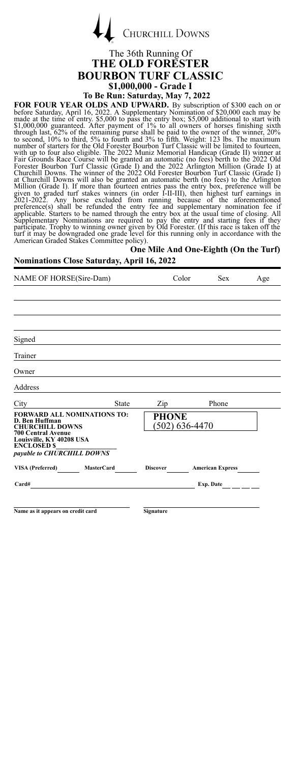CHURCHILL DOWNS

# The 36th Running Of
# THE OLD FORESTER BOURBON TURF CLASSIC
## $1,000,000 - Grade I
### To Be Run: Saturday, May 7, 2022

**FOR FOUR YEAR OLDS AND UPWARD.** By subscription of $300 each on or before Saturday, April 16, 2022. A Supplementary Nomination of $20,000 each may be made at the time of entry. $5,000 to pass the entry box; $5,000 additional to start with $1,000,000 guaranteed. After payment of 1% to all owners of horses finishing sixth through last, 62% of the remaining purse shall be paid to the owner of the winner, 20% to second, 10% to third, 5% to fourth and 3% to fifth. Weight: 123 lbs. The maximum number of starters for the Old Forester Bourbon Turf Classic will be limited to fourteen, with up to four also eligible. The 2022 Muniz Memorial Handicap (Grade II) winner at Fair Grounds Race Course will be granted an automatic (no fees) berth to the 2022 Old Forester Bourbon Turf Classic (Grade I) and the 2022 Arlington Million (Grade I) at Churchill Downs. The winner of the 2022 Old Forester Bourbon Turf Classic (Grade I) at Churchill Downs will also be granted an automatic berth (no fees) to the Arlington Million (Grade I). If more than fourteen entries pass the entry box, preference will be given to graded turf stakes winners (in order I-II-III), then highest turf earnings in 2021-2022. Any horse excluded from running because of the aforementioned preference(s) shall be refunded the entry fee and supplementary nomination fee if applicable. Starters to be named through the entry box at the usual time of closing. All Supplementary Nominations are required to pay the entry and starting fees if they participate. Trophy to winning owner given by Old Forester. (If this race is taken off the turf it may be downgraded one grade level for this running only in accordance with the American Graded Stakes Committee policy).

**One Mile And One-Eighth (On the Turf)**

**Nominations Close Saturday, April 16, 2022**

| NAME OF HORSE(Sire-Dam) | Color | Sex | Age |
|---|---|---|---|
| | | | |
| | | | |
| | | | |
| | | | |

Signed ______________________

Trainer ______________________

Owner ______________________

Address ______________________

City ____________ State ____________ Zip ____________ Phone ____________

**FORWARD ALL NOMINATIONS TO:**
**D. Ben Huffman**
**CHURCHILL DOWNS**
**700 Central Avenue**
**Louisville, KY 40208 USA**
**ENCLOSED $**______________
***payable to CHURCHILL DOWNS***

**PHONE**
(502) 636-4470

**VISA (Preferred)** ______ **MasterCard** ______ **Discover** ______ **American Express** ______

**Card#** ______________________ **Exp. Date** __ __ __

**Name as it appears on credit card** ______________________ **Signature** ______________________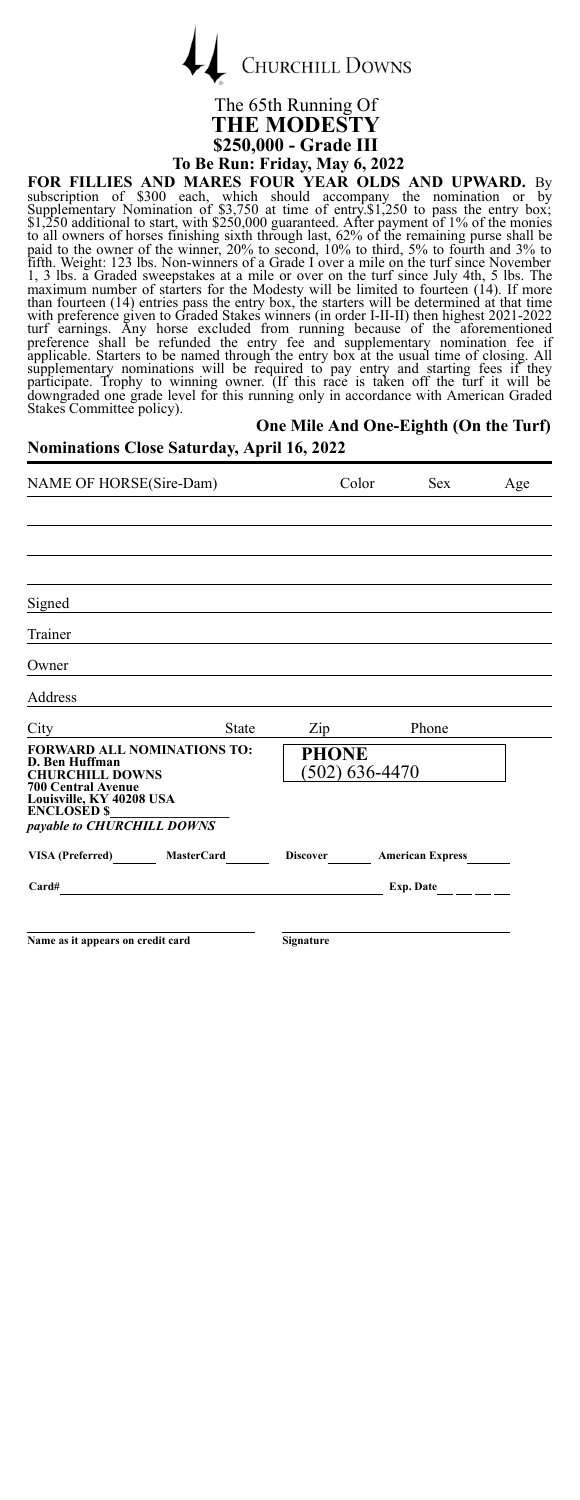Churchill Downs

# The 65th Running Of THE MODESTY

## $250,000 - Grade III

### To Be Run: Friday, May 6, 2022

**FOR FILLIES AND MARES FOUR YEAR OLDS AND UPWARD.** By subscription of $300 each, which should accompany the nomination or by Supplementary Nomination of $3,750 at time of entry.$1,250 to pass the entry box; $1,250 additional to start, with $250,000 guaranteed. After payment of 1% of the monies to all owners of horses finishing sixth through last, 62% of the remaining purse shall be paid to the owner of the winner, 20% to second, 10% to third, 5% to fourth and 3% to fifth. Weight: 123 lbs. Non-winners of a Grade I over a mile on the turf since November 1, 3 lbs. a Graded sweepstakes at a mile or over on the turf since July 4th, 5 lbs. The maximum number of starters for the Modesty will be limited to fourteen (14). If more than fourteen (14) entries pass the entry box, the starters will be determined at that time with preference given to Graded Stakes winners (in order I-II-II) then highest 2021-2022 turf earnings. Any horse excluded from running because of the aforementioned preference shall be refunded the entry fee and supplementary nomination fee if applicable. Starters to be named through the entry box at the usual time of closing. All supplementary nominations will be required to pay entry and starting fees if they participate. Trophy to winning owner. (If this race is taken off the turf it will be downgraded one grade level for this running only in accordance with American Graded Stakes Committee policy).

**One Mile And One-Eighth (On the Turf)**

**Nominations Close Saturday, April 16, 2022**

| NAME OF HORSE(Sire-Dam) | Color | Sex | Age |
|---|---|---|---|
| | | | |
| | | | |
| | | | |
| | | | |

Signed

Trainer

Owner

Address

City State Zip Phone

**FORWARD ALL NOMINATIONS TO:**
**D. Ben Huffman**
**CHURCHILL DOWNS**
**700 Central Avenue**
**Louisville, KY 40208 USA**
**ENCLOSED $**
***payable to CHURCHILL DOWNS***

**PHONE**
(502) 636-4470

**VISA (Preferred)** ______ **MasterCard** ______ **Discover** ______ **American Express** ______

**Card#** ______ **Exp. Date** ______

**Name as it appears on credit card** ______ **Signature** ______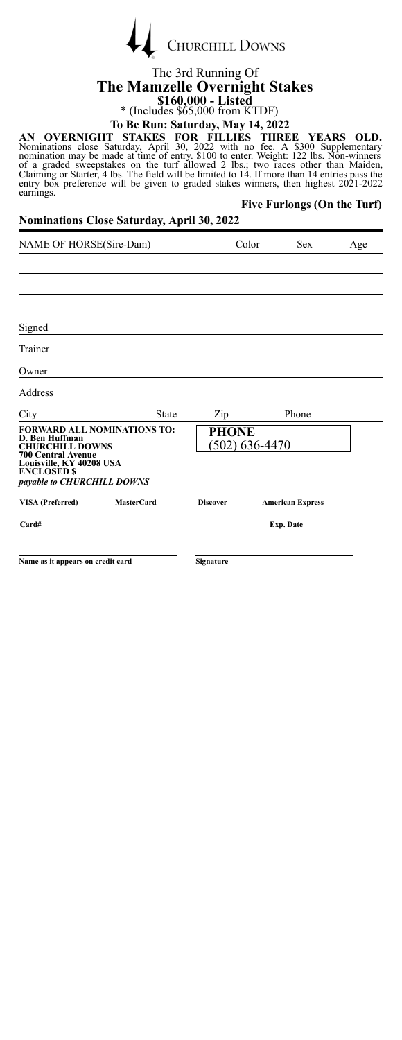CHURCHILL DOWNS

The 3rd Running Of

# The Mamzelle Overnight Stakes

## $160,000 - Listed

* (Includes $65,000 from KTDF)

**To Be Run: Saturday, May 14, 2022**

**AN OVERNIGHT STAKES FOR FILLIES THREE YEARS OLD.** Nominations close Saturday, April 30, 2022 with no fee. A $300 Supplementary nomination may be made at time of entry. $100 to enter. Weight: 122 lbs. Non-winners of a graded sweepstakes on the turf allowed 2 lbs.; two races other than Maiden, Claiming or Starter, 4 lbs. The field will be limited to 14. If more than 14 entries pass the entry box preference will be given to graded stakes winners, then highest 2021-2022 earnings.

**Five Furlongs (On the Turf)**

**Nominations Close Saturday, April 30, 2022**

| NAME OF HORSE(Sire-Dam) | Color | Sex | Age |
|---|---|---|---|
| | | | |
| | | | |
| | | | |
| | | | |

Signed

Trainer

Owner

Address

City　　　　State　　　　Zip　　　　Phone

**FORWARD ALL NOMINATIONS TO:**
**D. Ben Huffman**
**CHURCHILL DOWNS**
**700 Central Avenue**
**Louisville, KY 40208 USA**
**ENCLOSED $**
***payable to CHURCHILL DOWNS***

**PHONE**
(502) 636-4470

**VISA (Preferred)**　　**MasterCard**　　**Discover**　　**American Express**

**Card#**　　　　**Exp. Date**

**Name as it appears on credit card**　　　　**Signature**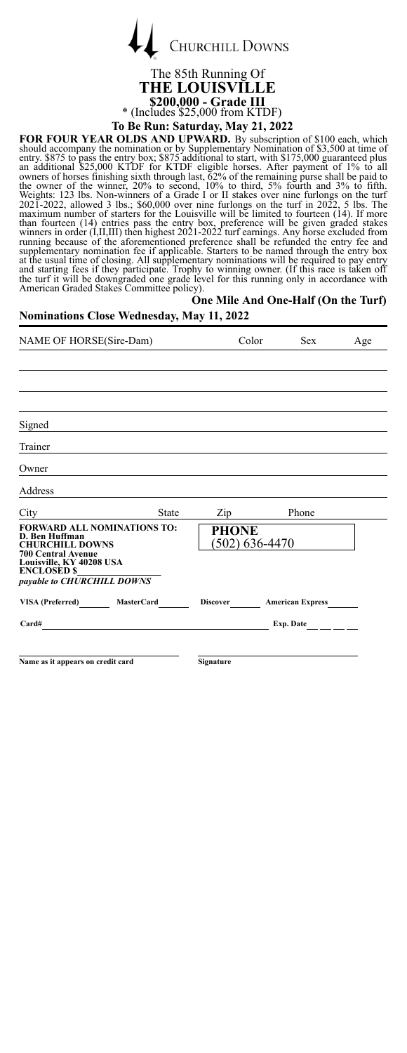# Churchill Downs

## The 85th Running Of
# THE LOUISVILLE
## $200,000 - Grade III
\* (Includes $25,000 from KTDF)

### To Be Run: Saturday, May 21, 2022

**FOR FOUR YEAR OLDS AND UPWARD.** By subscription of $100 each, which should accompany the nomination or by Supplementary Nomination of $3,500 at time of entry. $875 to pass the entry box; $875 additional to start, with $175,000 guaranteed plus an additional $25,000 KTDF for KTDF eligible horses. After payment of 1% to all owners of horses finishing sixth through last, 62% of the remaining purse shall be paid to the owner of the winner, 20% to second, 10% to third, 5% fourth and 3% to fifth. Weights: 123 lbs. Non-winners of a Grade I or II stakes over nine furlongs on the turf 2021-2022, allowed 3 lbs.; $60,000 over nine furlongs on the turf in 2022, 5 lbs. The maximum number of starters for the Louisville will be limited to fourteen (14). If more than fourteen (14) entries pass the entry box, preference will be given graded stakes winners in order (I,II,III) then highest 2021-2022 turf earnings. Any horse excluded from running because of the aforementioned preference shall be refunded the entry fee and supplementary nomination fee if applicable. Starters to be named through the entry box at the usual time of closing. All supplementary nominations will be required to pay entry and starting fees if they participate. Trophy to winning owner. (If this race is taken off the turf it will be downgraded one grade level for this running only in accordance with American Graded Stakes Committee policy).

**One Mile And One-Half (On the Turf)**

**Nominations Close Wednesday, May 11, 2022**

| NAME OF HORSE(Sire-Dam) | Color | Sex | Age |
|---|---|---|---|
| | | | |
| | | | |
| | | | |
| | | | |

Signed ____________________

Trainer ____________________

Owner ____________________

Address ____________________

City ________ State ________ Zip ________ Phone ________

**FORWARD ALL NOMINATIONS TO:**
**D. Ben Huffman**
**CHURCHILL DOWNS**
**700 Central Avenue**
**Louisville, KY 40208 USA**
**ENCLOSED $**________
***payable to CHURCHILL DOWNS***

**PHONE**
**(502) 636-4470**

**VISA (Preferred)** ______ **MasterCard** ______ **Discover** ______ **American Express** ______

**Card#** ____________________ **Exp. Date** __ __ __ __

**Name as it appears on credit card** ____________________ **Signature** ____________________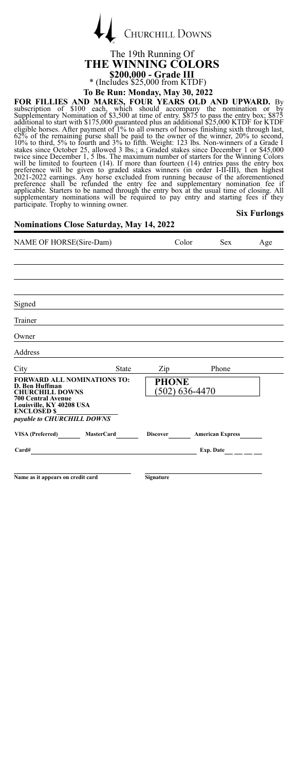CHURCHILL DOWNS

# The 19th Running Of
# THE WINNING COLORS

**$200,000 - Grade III**

* (Includes $25,000 from KTDF)

**To Be Run: Monday, May 30, 2022**

**FOR FILLIES AND MARES, FOUR YEARS OLD AND UPWARD.** By subscription of $100 each, which should accompany the nomination or by Supplementary Nomination of $3,500 at time of entry. $875 to pass the entry box; $875 additional to start with $175,000 guaranteed plus an additional $25,000 KTDF for KTDF eligible horses. After payment of 1% to all owners of horses finishing sixth through last, 62% of the remaining purse shall be paid to the owner of the winner, 20% to second, 10% to third, 5% to fourth and 3% to fifth. Weight: 123 lbs. Non-winners of a Grade I stakes since October 25, allowed 3 lbs.; a Graded stakes since December 1 or $45,000 twice since December 1, 5 lbs. The maximum number of starters for the Winning Colors will be limited to fourteen (14). If more than fourteen (14) entries pass the entry box preference will be given to graded stakes winners (in order I-II-III), then highest 2021-2022 earnings. Any horse excluded from running because of the aforementioned preference shall be refunded the entry fee and supplementary nomination fee if applicable. Starters to be named through the entry box at the usual time of closing. All supplementary nominations will be required to pay entry and starting fees if they participate. Trophy to winning owner.

**Six Furlongs**

**Nominations Close Saturday, May 14, 2022**

| NAME OF HORSE(Sire-Dam) | Color | Sex | Age |
|---|---|---|---|
| | | | |
| | | | |
| | | | |

Signed ____________________

Trainer ____________________

Owner ____________________

Address ____________________

City __________ State __________ Zip __________ Phone __________

**FORWARD ALL NOMINATIONS TO:**
**D. Ben Huffman**
**CHURCHILL DOWNS**
**700 Central Avenue**
**Louisville, KY 40208 USA**
**ENCLOSED $** __________
***payable to CHURCHILL DOWNS***

**PHONE**
(502) 636-4470

**VISA (Preferred)** ______ **MasterCard** ______ **Discover** ______ **American Express** ______

**Card#** ____________________ **Exp. Date** ___ ___ ___

**Name as it appears on credit card** ____________________ **Signature** ____________________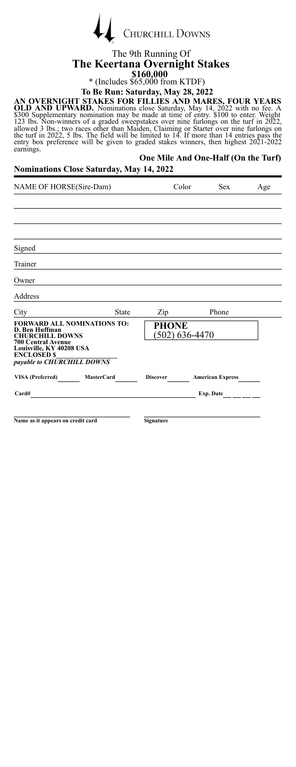Churchill Downs

The 9th Running Of

# The Keertana Overnight Stakes

**$160,000**

* (Includes $65,000 from KTDF)

**To Be Run: Saturday, May 28, 2022**

**AN OVERNIGHT STAKES FOR FILLIES AND MARES, FOUR YEARS OLD AND UPWARD.** Nominations close Saturday, May 14, 2022 with no fee. A $300 Supplementary nomination may be made at time of entry. $100 to enter. Weight 123 lbs. Non-winners of a graded sweepstakes over nine furlongs on the turf in 2022, allowed 3 lbs.; two races other than Maiden, Claiming or Starter over nine furlongs on the turf in 2022, 5 lbs. The field will be limited to 14. If more than 14 entries pass the entry box preference will be given to graded stakes winners, then highest 2021-2022 earnings.

**One Mile And One-Half (On the Turf)**

**Nominations Close Saturday, May 14, 2022**

| NAME OF HORSE(Sire-Dam) | Color | Sex | Age |
|---|---|---|---|
| | | | |
| | | | |
| | | | |

Signed

Trainer

Owner

Address

City State Zip Phone

**FORWARD ALL NOMINATIONS TO:**
**D. Ben Huffman**
**CHURCHILL DOWNS**
**700 Central Avenue**
**Louisville, KY 40208 USA**
**ENCLOSED $**\_\_\_\_\_\_\_\_\_\_
***payable to CHURCHILL DOWNS***

**PHONE**
(502) 636-4470

**VISA (Preferred)** \_\_\_\_ **MasterCard** \_\_\_\_ **Discover** \_\_\_\_ **American Express** \_\_\_\_

**Card#** \_\_\_\_\_\_\_\_\_\_\_\_\_\_\_\_\_\_\_\_ **Exp. Date** \_\_ \_\_ \_\_

**Name as it appears on credit card** **Signature**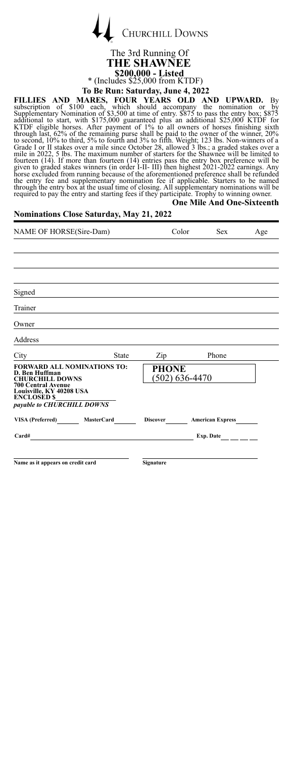CHURCHILL DOWNS

# The 3rd Running Of
# THE SHAWNEE
## \$200,000 - Listed
\* (Includes \$25,000 from KTDF)

**To Be Run: Saturday, June 4, 2022**

**FILLIES AND MARES, FOUR YEARS OLD AND UPWARD.** By subscription of \$100 each, which should accompany the nomination or by Supplementary Nomination of \$3,500 at time of entry. \$875 to pass the entry box; \$875 additional to start, with \$175,000 guaranteed plus an additional \$25,000 KTDF for KTDF eligible horses. After payment of 1% to all owners of horses finishing sixth through last, 62% of the remaining purse shall be paid to the owner of the winner, 20% to second, 10% to third, 5% to fourth and 3% to fifth. Weight; 123 lbs. Non-winners of a Grade I or II stakes over a mile since October 28, allowed 3 lbs.; a graded stakes over a mile in 2022, 5 lbs. The maximum number of starters for the Shawnee will be limited to fourteen (14). If more than fourteen (14) entries pass the entry box preference will be given to graded stakes winners (in order I-II- III) then highest 2021-2022 earnings. Any horse excluded from running because of the aforementioned preference shall be refunded the entry fee and supplementary nomination fee if applicable. Starters to be named through the entry box at the usual time of closing. All supplementary nominations will be required to pay the entry and starting fees if they participate. Trophy to winning owner.

**One Mile And One-Sixteenth**

**Nominations Close Saturday, May 21, 2022**

| NAME OF HORSE(Sire-Dam) | Color | Sex | Age |
|---|---|---|---|
| | | | |
| | | | |
| | | | |

Signed

Trainer

Owner

Address

City State Zip Phone

**FORWARD ALL NOMINATIONS TO:**
**D. Ben Huffman**
**CHURCHILL DOWNS**
**700 Central Avenue**
**Louisville, KY 40208 USA**
**ENCLOSED \$**
***payable to CHURCHILL DOWNS***

**PHONE**
(502) 636-4470

**VISA (Preferred)** **MasterCard** **Discover** **American Express**

**Card#** **Exp. Date**

**Name as it appears on credit card** **Signature**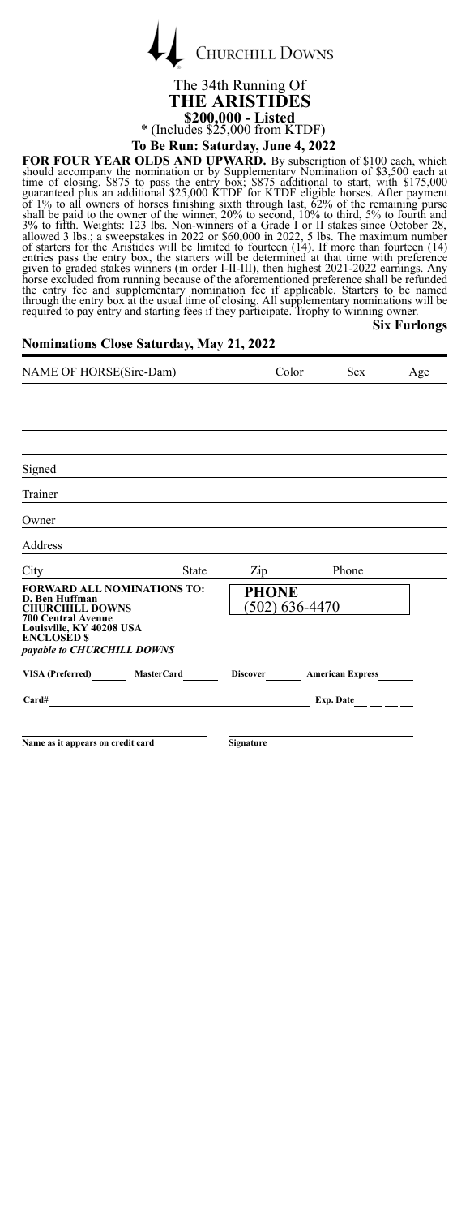CHURCHILL DOWNS

The 34th Running Of

# THE ARISTIDES

## $200,000 - Listed

\* (Includes $25,000 from KTDF)

### To Be Run: Saturday, June 4, 2022

**FOR FOUR YEAR OLDS AND UPWARD.** By subscription of $100 each, which should accompany the nomination or by Supplementary Nomination of $3,500 each at time of closing. $875 to pass the entry box; $875 additional to start, with $175,000 guaranteed plus an additional $25,000 KTDF for KTDF eligible horses. After payment of 1% to all owners of horses finishing sixth through last, 62% of the remaining purse shall be paid to the owner of the winner, 20% to second, 10% to third, 5% to fourth and 3% to fifth. Weights: 123 lbs. Non-winners of a Grade I or II stakes since October 28, allowed 3 lbs.; a sweepstakes in 2022 or $60,000 in 2022, 5 lbs. The maximum number of starters for the Aristides will be limited to fourteen (14). If more than fourteen (14) entries pass the entry box, the starters will be determined at that time with preference given to graded stakes winners (in order I-II-III), then highest 2021-2022 earnings. Any horse excluded from running because of the aforementioned preference shall be refunded the entry fee and supplementary nomination fee if applicable. Starters to be named through the entry box at the usual time of closing. All supplementary nominations will be required to pay entry and starting fees if they participate. Trophy to winning owner.

**Six Furlongs**

### Nominations Close Saturday, May 21, 2022

| NAME OF HORSE(Sire-Dam) | Color | Sex | Age |
|---|---|---|---|
| | | | |
| | | | |
| | | | |
| | | | |

Signed ______________________________

Trainer ______________________________

Owner ______________________________

Address ______________________________

City __________ State __________ Zip __________ Phone __________

**FORWARD ALL NOMINATIONS TO:**
**D. Ben Huffman**
**CHURCHILL DOWNS**
**700 Central Avenue**
**Louisville, KY 40208 USA**
**ENCLOSED $**__________
***payable to CHURCHILL DOWNS***

**PHONE**
(502) 636-4470

**VISA (Preferred)** ______ **MasterCard** ______ **Discover** ______ **American Express** ______

**Card#** ______________________________ **Exp. Date** __ __ __

______________________________
**Name as it appears on credit card**

______________________________
**Signature**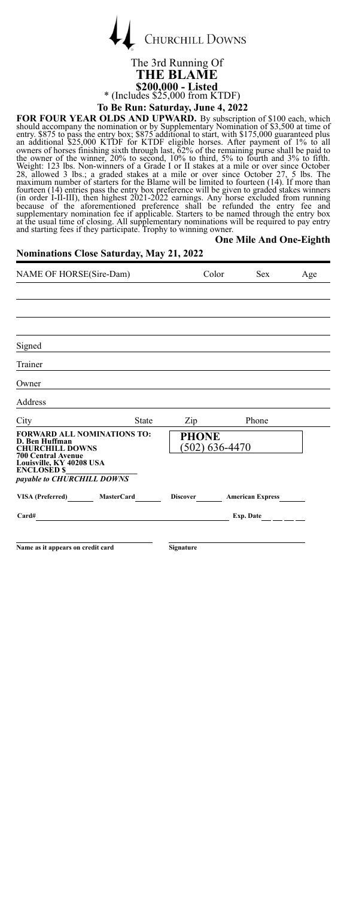Churchill Downs

# The 3rd Running Of
# THE BLAME

## $200,000 - Listed

* (Includes $25,000 from KTDF)

**To Be Run: Saturday, June 4, 2022**

**FOR FOUR YEAR OLDS AND UPWARD.** By subscription of $100 each, which should accompany the nomination or by Supplementary Nomination of $3,500 at time of entry. $875 to pass the entry box; $875 additional to start, with $175,000 guaranteed plus an additional $25,000 KTDF for KTDF eligible horses. After payment of 1% to all owners of horses finishing sixth through last, 62% of the remaining purse shall be paid to the owner of the winner, 20% to second, 10% to third, 5% to fourth and 3% to fifth. Weight: 123 lbs. Non-winners of a Grade I or II stakes at a mile or over since October 28, allowed 3 lbs.; a graded stakes at a mile or over since October 27, 5 lbs. The maximum number of starters for the Blame will be limited to fourteen (14). If more than fourteen (14) entries pass the entry box preference will be given to graded stakes winners (in order I-II-III), then highest 2021-2022 earnings. Any horse excluded from running because of the aforementioned preference shall be refunded the entry fee and supplementary nomination fee if applicable. Starters to be named through the entry box at the usual time of closing. All supplementary nominations will be required to pay entry and starting fees if they participate. Trophy to winning owner.

**One Mile And One-Eighth**

**Nominations Close Saturday, May 21, 2022**

| NAME OF HORSE(Sire-Dam) | Color | Sex | Age |
|---|---|---|---|
| | | | |
| | | | |
| | | | |

Signed

Trainer

Owner

Address

City State Zip Phone

**FORWARD ALL NOMINATIONS TO:**
**D. Ben Huffman**
**CHURCHILL DOWNS**
**700 Central Avenue**
**Louisville, KY 40208 USA**
**ENCLOSED $**
***payable to CHURCHILL DOWNS***

**PHONE**
(502) 636-4470

**VISA (Preferred)** ______ **MasterCard** ______ **Discover** ______ **American Express** ______

**Card#** ______ **Exp. Date** ______

**Name as it appears on credit card** ______ **Signature** ______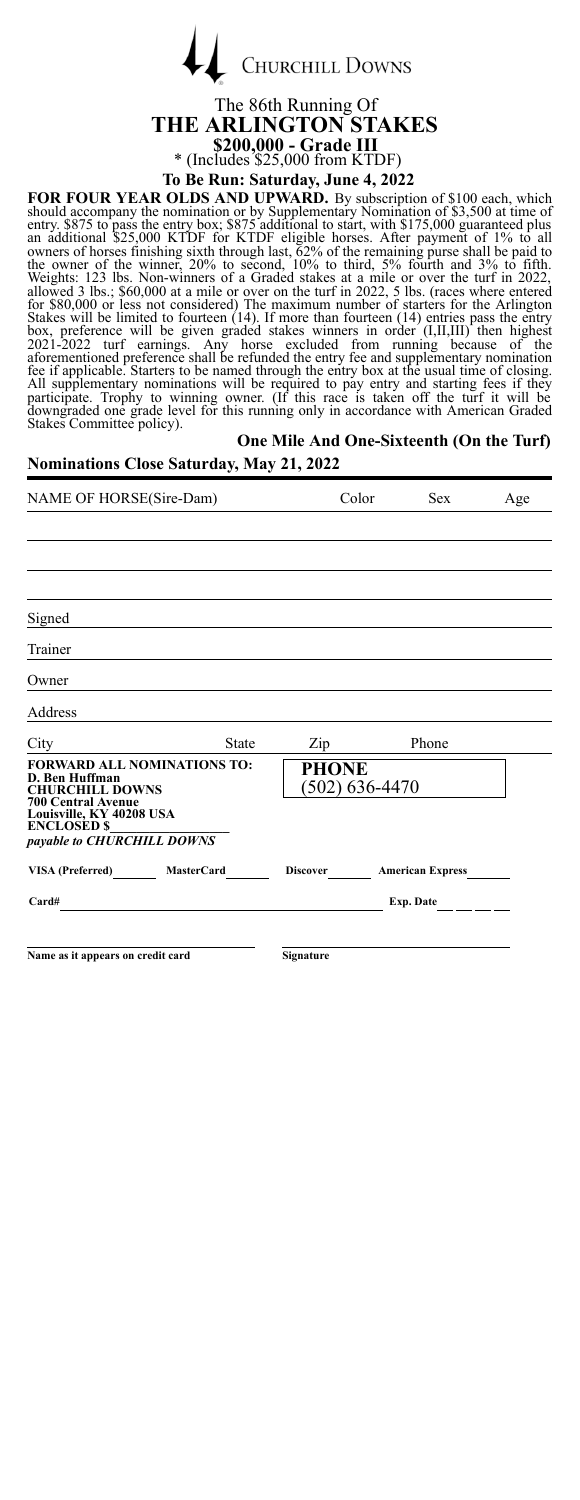CHURCHILL DOWNS

# The 86th Running Of
# THE ARLINGTON STAKES
## $200,000 - Grade III
\* (Includes $25,000 from KTDF)

**To Be Run: Saturday, June 4, 2022**

**FOR FOUR YEAR OLDS AND UPWARD.** By subscription of $100 each, which should accompany the nomination or by Supplementary Nomination of $3,500 at time of entry. $875 to pass the entry box; $875 additional to start, with $175,000 guaranteed plus an additional $25,000 KTDF for KTDF eligible horses. After payment of 1% to all owners of horses finishing sixth through last, 62% of the remaining purse shall be paid to the owner of the winner, 20% to second, 10% to third, 5% fourth and 3% to fifth. Weights: 123 lbs. Non-winners of a Graded stakes at a mile or over the turf in 2022, allowed 3 lbs.; $60,000 at a mile or over on the turf in 2022, 5 lbs. (races where entered for $80,000 or less not considered) The maximum number of starters for the Arlington Stakes will be limited to fourteen (14). If more than fourteen (14) entries pass the entry box, preference will be given graded stakes winners in order (I,II,III) then highest 2021-2022 turf earnings. Any horse excluded from running because of the aforementioned preference shall be refunded the entry fee and supplementary nomination fee if applicable. Starters to be named through the entry box at the usual time of closing. All supplementary nominations will be required to pay entry and starting fees if they participate. Trophy to winning owner. (If this race is taken off the turf it will be downgraded one grade level for this running only in accordance with American Graded Stakes Committee policy).

**One Mile And One-Sixteenth (On the Turf)**

**Nominations Close Saturday, May 21, 2022**

| NAME OF HORSE(Sire-Dam) | Color | Sex | Age |
|---|---|---|---|
| | | | |
| | | | |
| | | | |

Signed

Trainer

Owner

Address

City State Zip Phone

**FORWARD ALL NOMINATIONS TO:**
**D. Ben Huffman**
**CHURCHILL DOWNS**
**700 Central Avenue**
**Louisville, KY 40208 USA**
**ENCLOSED $**
***payable to CHURCHILL DOWNS***

**PHONE**
(502) 636-4470

**VISA (Preferred)** **MasterCard** **Discover** **American Express**

**Card#** **Exp. Date**

**Name as it appears on credit card** **Signature**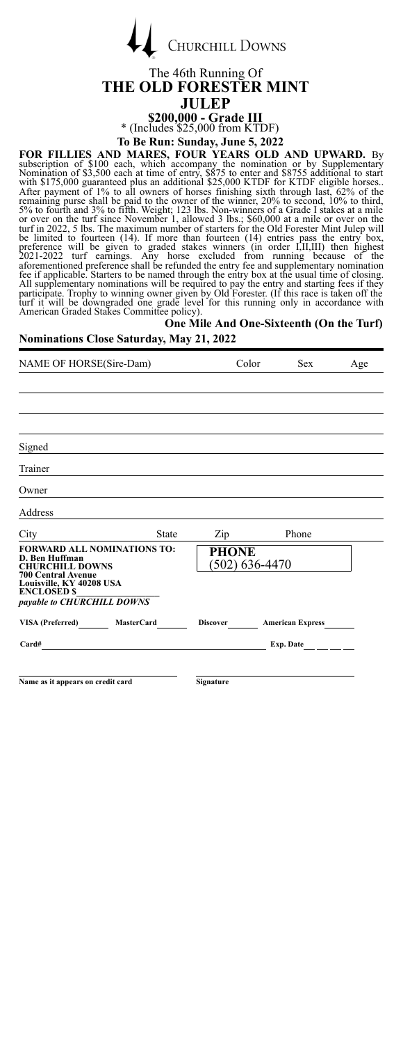CHURCHILL DOWNS

The 46th Running Of

# THE OLD FORESTER MINT JULEP

## $200,000 - Grade III

* (Includes $25,000 from KTDF)

**To Be Run: Sunday, June 5, 2022**

**FOR FILLIES AND MARES, FOUR YEARS OLD AND UPWARD.** By subscription of $100 each, which accompany the nomination or by Supplementary Nomination of $3,500 each at time of entry, $875 to enter and $8755 additional to start with $175,000 guaranteed plus an additional $25,000 KTDF for KTDF eligible horses.. After payment of 1% to all owners of horses finishing sixth through last, 62% of the remaining purse shall be paid to the owner of the winner, 20% to second, 10% to third, 5% to fourth and 3% to fifth. Weight; 123 lbs. Non-winners of a Grade I stakes at a mile or over on the turf since November 1, allowed 3 lbs.; $60,000 at a mile or over on the turf in 2022, 5 lbs. The maximum number of starters for the Old Forester Mint Julep will be limited to fourteen (14). If more than fourteen (14) entries pass the entry box, preference will be given to graded stakes winners (in order I,II,III) then highest 2021-2022 turf earnings. Any horse excluded from running because of the aforementioned preference shall be refunded the entry fee and supplementary nomination fee if applicable. Starters to be named through the entry box at the usual time of closing. All supplementary nominations will be required to pay the entry and starting fees if they participate. Trophy to winning owner given by Old Forester. (If this race is taken off the turf it will be downgraded one grade level for this running only in accordance with American Graded Stakes Committee policy).

**One Mile And One-Sixteenth (On the Turf)**

**Nominations Close Saturday, May 21, 2022**

| NAME OF HORSE(Sire-Dam) | Color | Sex | Age |
|---|---|---|---|
| | | | |
| | | | |
| | | | |
| | | | |

Signed

Trainer

Owner

Address

City State Zip Phone

**FORWARD ALL NOMINATIONS TO:**
**D. Ben Huffman**
**CHURCHILL DOWNS**
**700 Central Avenue**
**Louisville, KY 40208 USA**
**ENCLOSED $**
***payable to CHURCHILL DOWNS***

**PHONE**
(502) 636-4470

**VISA (Preferred)** **MasterCard** **Discover** **American Express**

**Card#** **Exp. Date**

**Name as it appears on credit card** **Signature**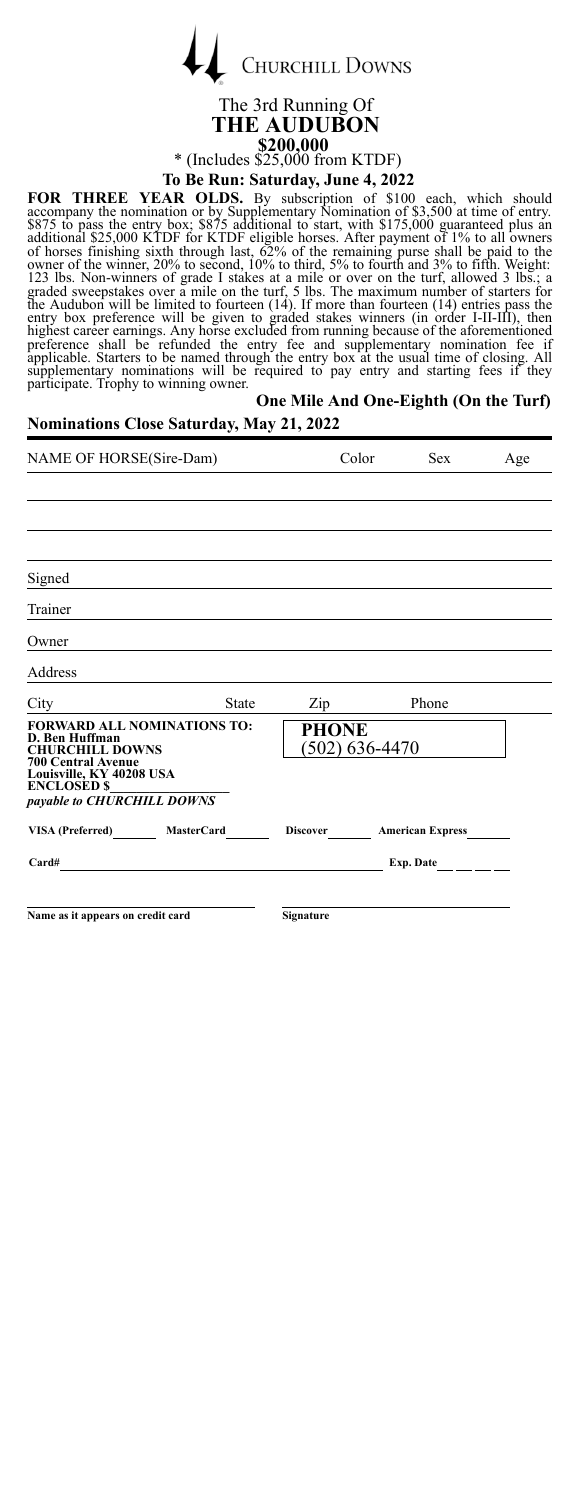CHURCHILL DOWNS

The 3rd Running Of

# THE AUDUBON

**$200,000**

* (Includes $25,000 from KTDF)

**To Be Run: Saturday, June 4, 2022**

**FOR THREE YEAR OLDS.** By subscription of $100 each, which should accompany the nomination or by Supplementary Nomination of $3,500 at time of entry. $875 to pass the entry box; $875 additional to start, with $175,000 guaranteed plus an additional $25,000 KTDF for KTDF eligible horses. After payment of 1% to all owners of horses finishing sixth through last, 62% of the remaining purse shall be paid to the owner of the winner, 20% to second, 10% to third, 5% to fourth and 3% to fifth. Weight: 123 lbs. Non-winners of grade I stakes at a mile or over on the turf, allowed 3 lbs.; a graded sweepstakes over a mile on the turf, 5 lbs. The maximum number of starters for the Audubon will be limited to fourteen (14). If more than fourteen (14) entries pass the entry box preference will be given to graded stakes winners (in order I-II-III), then highest career earnings. Any horse excluded from running because of the aforementioned preference shall be refunded the entry fee and supplementary nomination fee if applicable. Starters to be named through the entry box at the usual time of closing. All supplementary nominations will be required to pay entry and starting fees if they participate. Trophy to winning owner.

**One Mile And One-Eighth (On the Turf)**

**Nominations Close Saturday, May 21, 2022**

| NAME OF HORSE(Sire-Dam) | Color | Sex | Age |
|---|---|---|---|
| | | | |
| | | | |
| | | | |

Signed

Trainer

Owner

Address

City State Zip Phone

**FORWARD ALL NOMINATIONS TO:**
**D. Ben Huffman**
**CHURCHILL DOWNS**
**700 Central Avenue**
**Louisville, KY 40208 USA**
**ENCLOSED $**
***payable to CHURCHILL DOWNS***

**PHONE**
(502) 636-4470

**VISA (Preferred)** **MasterCard** **Discover** **American Express**

**Card#** **Exp. Date**

**Name as it appears on credit card** **Signature**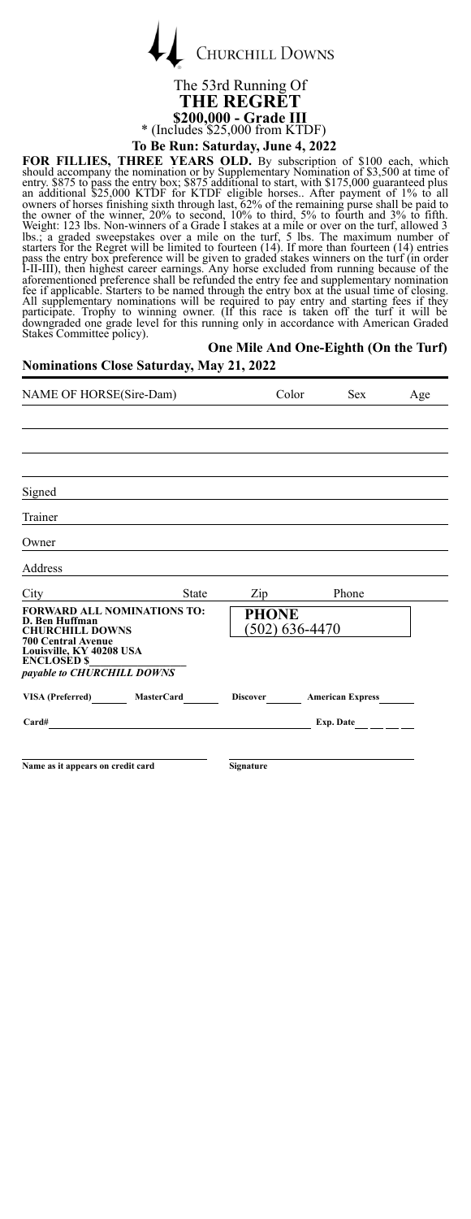# CHURCHILL DOWNS

## The 53rd Running Of

## THE REGRET

### $200,000 - Grade III

\* (Includes $25,000 from KTDF)

**To Be Run: Saturday, June 4, 2022**

**FOR FILLIES, THREE YEARS OLD.** By subscription of $100 each, which should accompany the nomination or by Supplementary Nomination of $3,500 at time of entry. $875 to pass the entry box; $875 additional to start, with $175,000 guaranteed plus an additional $25,000 KTDF for KTDF eligible horses.. After payment of 1% to all owners of horses finishing sixth through last, 62% of the remaining purse shall be paid to the owner of the winner, 20% to second, 10% to third, 5% to fourth and 3% to fifth. Weight: 123 lbs. Non-winners of a Grade I stakes at a mile or over on the turf, allowed 3 lbs.; a graded sweepstakes over a mile on the turf, 5 lbs. The maximum number of starters for the Regret will be limited to fourteen (14). If more than fourteen (14) entries pass the entry box preference will be given to graded stakes winners on the turf (in order I-II-III), then highest career earnings. Any horse excluded from running because of the aforementioned preference shall be refunded the entry fee and supplementary nomination fee if applicable. Starters to be named through the entry box at the usual time of closing. All supplementary nominations will be required to pay entry and starting fees if they participate. Trophy to winning owner. (If this race is taken off the turf it will be downgraded one grade level for this running only in accordance with American Graded Stakes Committee policy).

**One Mile And One-Eighth (On the Turf)**

**Nominations Close Saturday, May 21, 2022**

| NAME OF HORSE(Sire-Dam) | Color | Sex | Age |
|---|---|---|---|
| | | | |
| | | | |
| | | | |

Signed \_\_\_\_\_\_\_\_\_\_\_\_\_\_\_\_\_\_\_\_

Trainer \_\_\_\_\_\_\_\_\_\_\_\_\_\_\_\_\_\_\_\_

Owner \_\_\_\_\_\_\_\_\_\_\_\_\_\_\_\_\_\_\_\_

Address \_\_\_\_\_\_\_\_\_\_\_\_\_\_\_\_\_\_\_\_

City \_\_\_\_\_\_ State \_\_\_\_\_\_ Zip \_\_\_\_\_\_ Phone \_\_\_\_\_\_

**FORWARD ALL NOMINATIONS TO:**
**D. Ben Huffman**
**CHURCHILL DOWNS**
**700 Central Avenue**
**Louisville, KY 40208 USA**
**ENCLOSED $**\_\_\_\_\_\_\_\_
***payable to CHURCHILL DOWNS***

**PHONE**
(502) 636-4470

**VISA (Preferred)**\_\_\_\_ **MasterCard**\_\_\_\_ **Discover**\_\_\_\_ **American Express**\_\_\_\_

**Card#** \_\_\_\_\_\_\_\_\_\_\_\_\_\_\_\_\_\_\_\_ **Exp. Date** \_\_ \_\_ \_\_ \_\_

\_\_\_\_\_\_\_\_\_\_\_\_\_\_\_\_\_\_\_\_ \_\_\_\_\_\_\_\_\_\_\_\_\_\_\_\_\_\_\_\_

**Name as it appears on credit card** **Signature**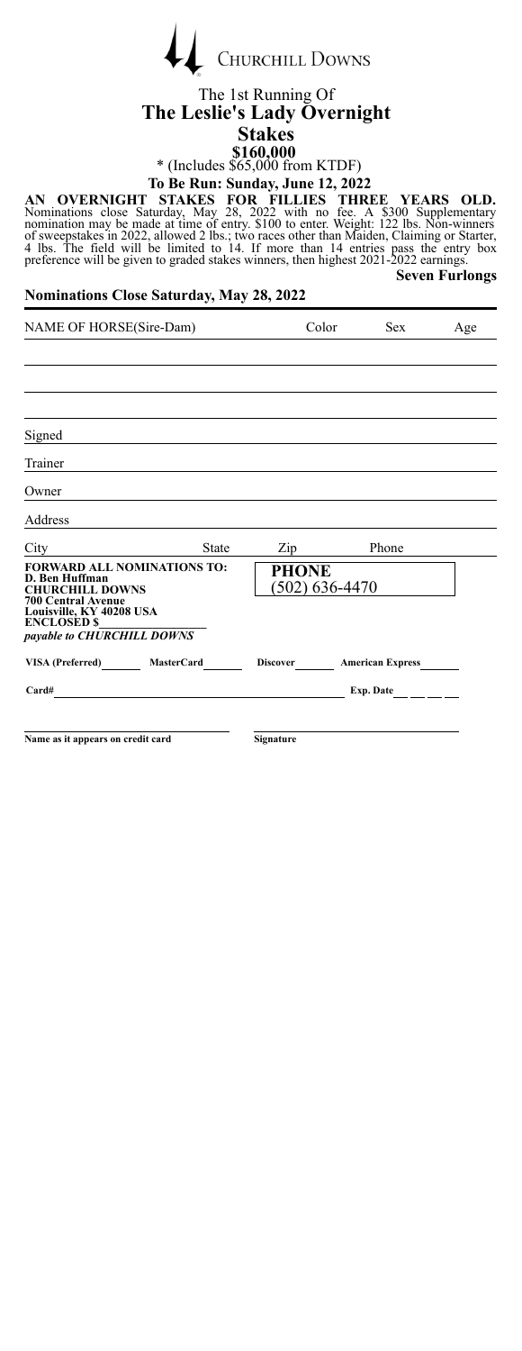CHURCHILL DOWNS

The 1st Running Of

# The Leslie's Lady Overnight Stakes

## $160,000

* (Includes $65,000 from KTDF)

**To Be Run: Sunday, June 12, 2022**

**AN OVERNIGHT STAKES FOR FILLIES THREE YEARS OLD.** Nominations close Saturday, May 28, 2022 with no fee. A $300 Supplementary nomination may be made at time of entry. $100 to enter. Weight: 122 lbs. Non-winners of sweepstakes in 2022, allowed 2 lbs.; two races other than Maiden, Claiming or Starter, 4 lbs. The field will be limited to 14. If more than 14 entries pass the entry box preference will be given to graded stakes winners, then highest 2021-2022 earnings.

**Seven Furlongs**

**Nominations Close Saturday, May 28, 2022**

| NAME OF HORSE(Sire-Dam) | Color | Sex | Age |
|---|---|---|---|
| | | | |
| | | | |
| | | | |

Signed

Trainer

Owner

Address

City State Zip Phone

**FORWARD ALL NOMINATIONS TO:**
**D. Ben Huffman**
**CHURCHILL DOWNS**
**700 Central Avenue**
**Louisville, KY 40208 USA**
**ENCLOSED $**
***payable to CHURCHILL DOWNS***

**PHONE**
(502) 636-4470

**VISA (Preferred)** **MasterCard** **Discover** **American Express**

**Card#** **Exp. Date**

**Name as it appears on credit card** **Signature**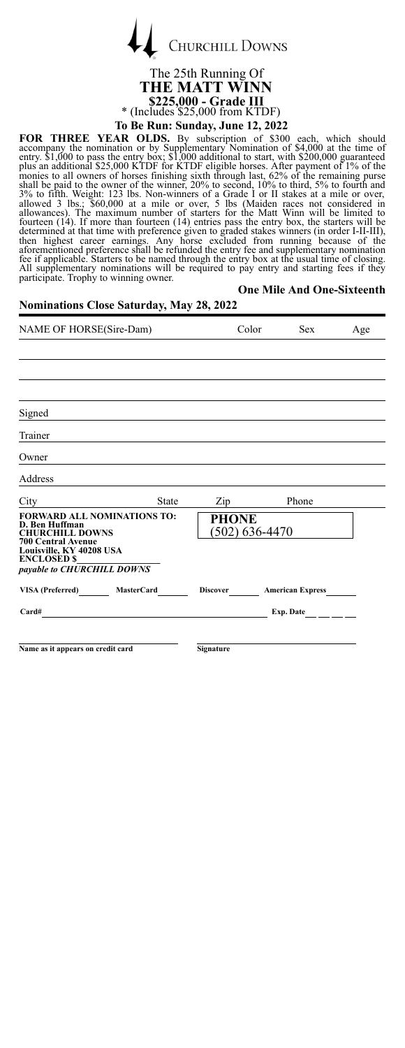CHURCHILL DOWNS

The 25th Running Of

# THE MATT WINN

## $225,000 - Grade III

* (Includes $25,000 from KTDF)

**To Be Run: Sunday, June 12, 2022**

**FOR THREE YEAR OLDS.** By subscription of $300 each, which should accompany the nomination or by Supplementary Nomination of $4,000 at the time of entry. $1,000 to pass the entry box; $1,000 additional to start, with $200,000 guaranteed plus an additional $25,000 KTDF for KTDF eligible horses. After payment of 1% of the monies to all owners of horses finishing sixth through last, 62% of the remaining purse shall be paid to the owner of the winner, 20% to second, 10% to third, 5% to fourth and 3% to fifth. Weight: 123 lbs. Non-winners of a Grade I or II stakes at a mile or over, allowed 3 lbs.; $60,000 at a mile or over, 5 lbs (Maiden races not considered in allowances). The maximum number of starters for the Matt Winn will be limited to fourteen (14). If more than fourteen (14) entries pass the entry box, the starters will be determined at that time with preference given to graded stakes winners (in order I-II-III), then highest career earnings. Any horse excluded from running because of the aforementioned preference shall be refunded the entry fee and supplementary nomination fee if applicable. Starters to be named through the entry box at the usual time of closing. All supplementary nominations will be required to pay entry and starting fees if they participate. Trophy to winning owner.

**One Mile And One-Sixteenth**

**Nominations Close Saturday, May 28, 2022**

| NAME OF HORSE(Sire-Dam) | Color | Sex | Age |
|---|---|---|---|
| | | | |
| | | | |
| | | | |

Signed

Trainer

Owner

Address

City State Zip Phone

**FORWARD ALL NOMINATIONS TO:**
**D. Ben Huffman**
**CHURCHILL DOWNS**
**700 Central Avenue**
**Louisville, KY 40208 USA**
**ENCLOSED $**
***payable to CHURCHILL DOWNS***

**PHONE**
(502) 636-4470

**VISA (Preferred)** ______ **MasterCard** ______ **Discover** ______ **American Express** ______

**Card#** ____________________ **Exp. Date** ___ ___ ___

**Name as it appears on credit card** ____________________ **Signature** ____________________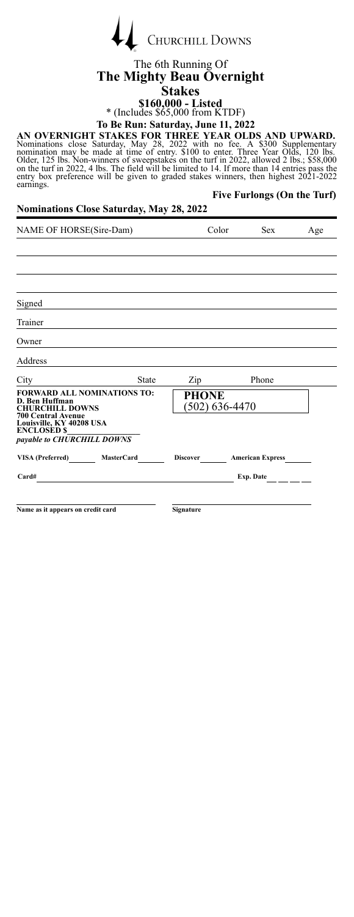Churchill Downs

## The 6th Running Of
# The Mighty Beau Overnight Stakes

**$160,000 - Listed**

* (Includes $65,000 from KTDF)

**To Be Run: Saturday, June 11, 2022**

**AN OVERNIGHT STAKES FOR THREE YEAR OLDS AND UPWARD.** Nominations close Saturday, May 28, 2022 with no fee. A $300 Supplementary nomination may be made at time of entry. $100 to enter. Three Year Olds, 120 lbs. Older, 125 lbs. Non-winners of sweepstakes on the turf in 2022, allowed 2 lbs.; $58,000 on the turf in 2022, 4 lbs. The field will be limited to 14. If more than 14 entries pass the entry box preference will be given to graded stakes winners, then highest 2021-2022 earnings.

**Five Furlongs (On the Turf)**

**Nominations Close Saturday, May 28, 2022**

| NAME OF HORSE(Sire-Dam) | Color | Sex | Age |
|---|---|---|---|
| | | | |
| | | | |
| | | | |
| | | | |

Signed

Trainer

Owner

Address

City State Zip Phone

**FORWARD ALL NOMINATIONS TO:**
**D. Ben Huffman**
**CHURCHILL DOWNS**
**700 Central Avenue**
**Louisville, KY 40208 USA**
**ENCLOSED $**
***payable to CHURCHILL DOWNS***

**PHONE**
**(502) 636-4470**

**VISA (Preferred)** **MasterCard** **Discover** **American Express**

**Card#** **Exp. Date**

**Name as it appears on credit card** **Signature**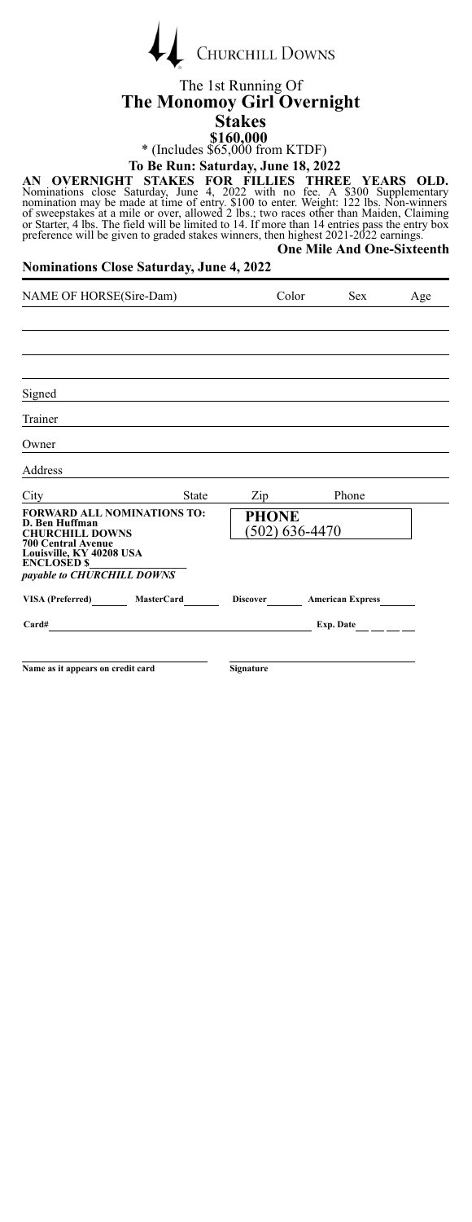CHURCHILL DOWNS

The 1st Running Of

# The Monomoy Girl Overnight Stakes

## $160,000

* (Includes $65,000 from KTDF)

**To Be Run: Saturday, June 18, 2022**

**AN OVERNIGHT STAKES FOR FILLIES THREE YEARS OLD.** Nominations close Saturday, June 4, 2022 with no fee. A $300 Supplementary nomination may be made at time of entry. $100 to enter. Weight: 122 lbs. Non-winners of sweepstakes at a mile or over, allowed 2 lbs.; two races other than Maiden, Claiming or Starter, 4 lbs. The field will be limited to 14. If more than 14 entries pass the entry box preference will be given to graded stakes winners, then highest 2021-2022 earnings.

**One Mile And One-Sixteenth**

**Nominations Close Saturday, June 4, 2022**

| NAME OF HORSE(Sire-Dam) | Color | Sex | Age |
|---|---|---|---|
| | | | |
| | | | |
| | | | |

Signed

Trainer

Owner

Address

City State Zip Phone

**FORWARD ALL NOMINATIONS TO:**
**D. Ben Huffman**
**CHURCHILL DOWNS**
**700 Central Avenue**
**Louisville, KY 40208 USA**
**ENCLOSED $**
***payable to CHURCHILL DOWNS***

**PHONE**
(502) 636-4470

**VISA (Preferred)** **MasterCard** **Discover** **American Express**

**Card#** **Exp. Date**

**Name as it appears on credit card** **Signature**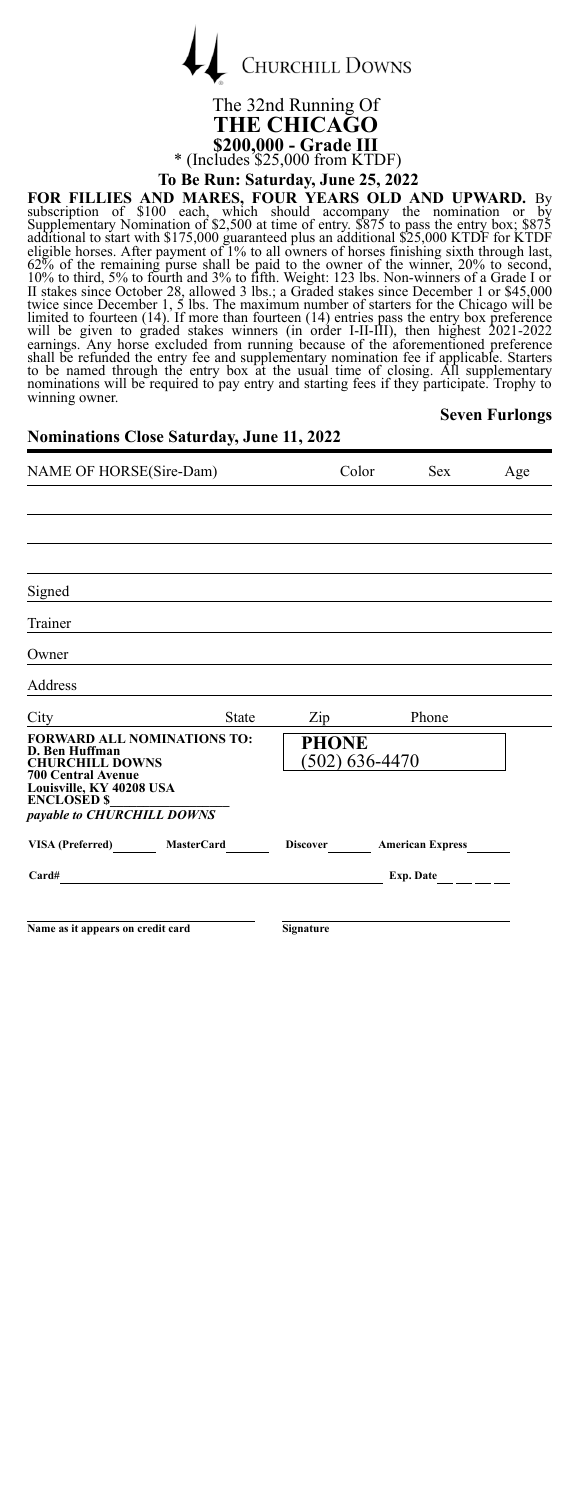CHURCHILL DOWNS

# The 32nd Running Of
# THE CHICAGO
## $200,000 - Grade III
\* (Includes $25,000 from KTDF)

**To Be Run: Saturday, June 25, 2022**

**FOR FILLIES AND MARES, FOUR YEARS OLD AND UPWARD.** By subscription of $100 each, which should accompany the nomination or by Supplementary Nomination of $2,500 at time of entry. $875 to pass the entry box; $875 additional to start with $175,000 guaranteed plus an additional $25,000 KTDF for KTDF eligible horses. After payment of 1% to all owners of horses finishing sixth through last, 62% of the remaining purse shall be paid to the owner of the winner, 20% to second, 10% to third, 5% to fourth and 3% to fifth. Weight: 123 lbs. Non-winners of a Grade I or II stakes since October 28, allowed 3 lbs.; a Graded stakes since December 1 or $45,000 twice since December 1, 5 lbs. The maximum number of starters for the Chicago will be limited to fourteen (14). If more than fourteen (14) entries pass the entry box preference will be given to graded stakes winners (in order I-II-III), then highest 2021-2022 earnings. Any horse excluded from running because of the aforementioned preference shall be refunded the entry fee and supplementary nomination fee if applicable. Starters to be named through the entry box at the usual time of closing. All supplementary nominations will be required to pay entry and starting fees if they participate. Trophy to winning owner.

**Seven Furlongs**

**Nominations Close Saturday, June 11, 2022**

| NAME OF HORSE(Sire-Dam) | Color | Sex | Age |
|---|---|---|---|
| | | | |
| | | | |
| | | | |

Signed

Trainer

Owner

Address

City State Zip Phone

**FORWARD ALL NOMINATIONS TO:**
**D. Ben Huffman**
**CHURCHILL DOWNS**
**700 Central Avenue**
**Louisville, KY 40208 USA**
**ENCLOSED $**\_\_\_\_\_\_\_\_\_\_
***payable to CHURCHILL DOWNS***

**PHONE**
(502) 636-4470

**VISA (Preferred)** \_\_\_\_ **MasterCard** \_\_\_\_ **Discover** \_\_\_\_ **American Express** \_\_\_\_

**Card#** \_\_\_\_\_\_\_\_\_\_ **Exp. Date** \_\_\_\_

**Name as it appears on credit card** \_\_\_\_\_\_\_\_\_\_ **Signature** \_\_\_\_\_\_\_\_\_\_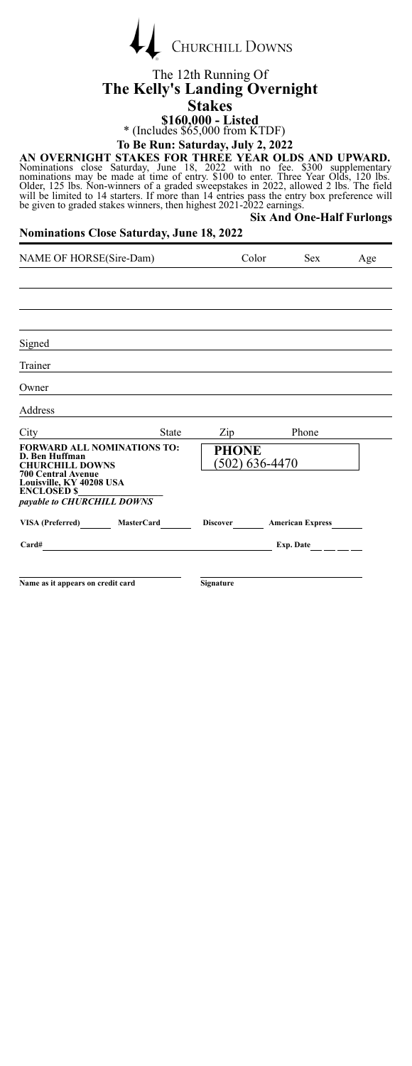CHURCHILL DOWNS

The 12th Running Of

# The Kelly's Landing Overnight Stakes

## $160,000 - Listed

* (Includes $65,000 from KTDF)

**To Be Run: Saturday, July 2, 2022**

**AN OVERNIGHT STAKES FOR THREE YEAR OLDS AND UPWARD.** Nominations close Saturday, June 18, 2022 with no fee. $300 supplementary nominations may be made at time of entry. $100 to enter. Three Year Olds, 120 lbs. Older, 125 lbs. Non-winners of a graded sweepstakes in 2022, allowed 2 lbs. The field will be limited to 14 starters. If more than 14 entries pass the entry box preference will be given to graded stakes winners, then highest 2021-2022 earnings.

**Six And One-Half Furlongs**

**Nominations Close Saturday, June 18, 2022**

| NAME OF HORSE(Sire-Dam) | Color | Sex | Age |
|---|---|---|---|
| | | | |
| | | | |
| | | | |

Signed

Trainer

Owner

Address

City State Zip Phone

**FORWARD ALL NOMINATIONS TO:**
**D. Ben Huffman**
**CHURCHILL DOWNS**
**700 Central Avenue**
**Louisville, KY 40208 USA**
**ENCLOSED $**
***payable to CHURCHILL DOWNS***

**PHONE**
(502) 636-4470

**VISA (Preferred)** **MasterCard** **Discover** **American Express**

**Card#** **Exp. Date**

**Name as it appears on credit card** **Signature**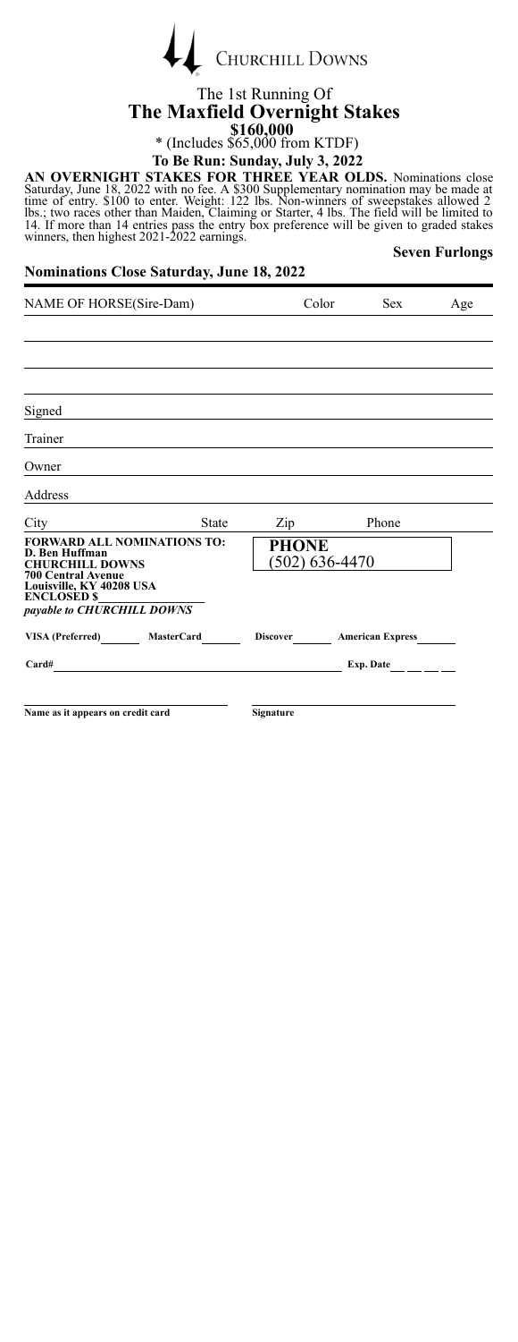# CHURCHILL DOWNS

## The 1st Running Of
## The Maxfield Overnight Stakes

**$160,000**

* (Includes $65,000 from KTDF)

**To Be Run: Sunday, July 3, 2022**

**AN OVERNIGHT STAKES FOR THREE YEAR OLDS.** Nominations close Saturday, June 18, 2022 with no fee. A $300 Supplementary nomination may be made at time of entry. $100 to enter. Weight: 122 lbs. Non-winners of sweepstakes allowed 2 lbs.; two races other than Maiden, Claiming or Starter, 4 lbs. The field will be limited to 14. If more than 14 entries pass the entry box preference will be given to graded stakes winners, then highest 2021-2022 earnings.

**Seven Furlongs**

**Nominations Close Saturday, June 18, 2022**

| NAME OF HORSE(Sire-Dam) | Color | Sex | Age |
|---|---|---|---|
| | | | |
| | | | |
| | | | |

Signed

Trainer

Owner

Address

City State Zip Phone

**FORWARD ALL NOMINATIONS TO:**
**D. Ben Huffman**
**CHURCHILL DOWNS**
**700 Central Avenue**
**Louisville, KY 40208 USA**
**ENCLOSED $**
***payable to CHURCHILL DOWNS***

**PHONE**
(502) 636-4470

**VISA (Preferred)** **MasterCard** **Discover** **American Express**

**Card#** **Exp. Date**

**Name as it appears on credit card** **Signature**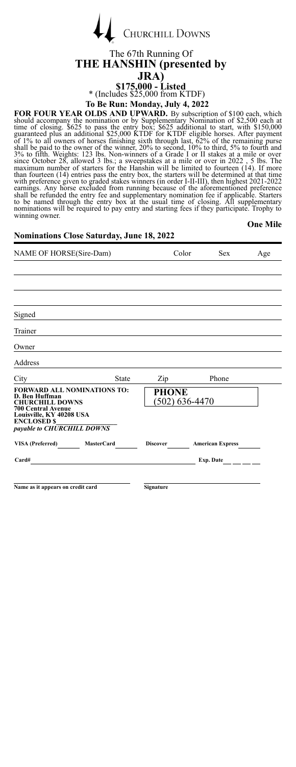Churchill Downs

# The 67th Running Of
# THE HANSHIN (presented by JRA)

## \$175,000 - Listed
\* (Includes \$25,000 from KTDF)

### To Be Run: Monday, July 4, 2022

**FOR FOUR YEAR OLDS AND UPWARD.** By subscription of \$100 each, which should accompany the nomination or by Supplementary Nomination of \$2,500 each at time of closing. \$625 to pass the entry box; \$625 additional to start, with \$150,000 guaranteed plus an additional \$25,000 KTDF for KTDF eligible horses. After payment of 1% to all owners of horses finishing sixth through last, 62% of the remaining purse shall be paid to the owner of the winner, 20% to second, 10% to third, 5% to fourth and 3% to fifth. Weights: 123 lbs. Non-winners of a Grade I or II stakes at a mile or over since October 28, allowed 3 lbs.; a sweepstakes at a mile or over in 2022 , 5 lbs. The maximum number of starters for the Hanshin will be limited to fourteen (14). If more than fourteen (14) entries pass the entry box, the starters will be determined at that time with preference given to graded stakes winners (in order I-II-III), then highest 2021-2022 earnings. Any horse excluded from running because of the aforementioned preference shall be refunded the entry fee and supplementary nomination fee if applicable. Starters to be named through the entry box at the usual time of closing. All supplementary nominations will be required to pay entry and starting fees if they participate. Trophy to winning owner.

**One Mile**

**Nominations Close Saturday, June 18, 2022**

| NAME OF HORSE(Sire-Dam) | Color | Sex | Age |
|---|---|---|---|
| | | | |
| | | | |
| | | | |

Signed

Trainer

Owner

Address

City State Zip Phone

**FORWARD ALL NOMINATIONS TO:**
**D. Ben Huffman**
**CHURCHILL DOWNS**
**700 Central Avenue**
**Louisville, KY 40208 USA**
**ENCLOSED \$**
***payable to CHURCHILL DOWNS***

**PHONE**
**(502) 636-4470**

**VISA (Preferred)** **MasterCard** **Discover** **American Express**

**Card#** **Exp. Date**

**Name as it appears on credit card** **Signature**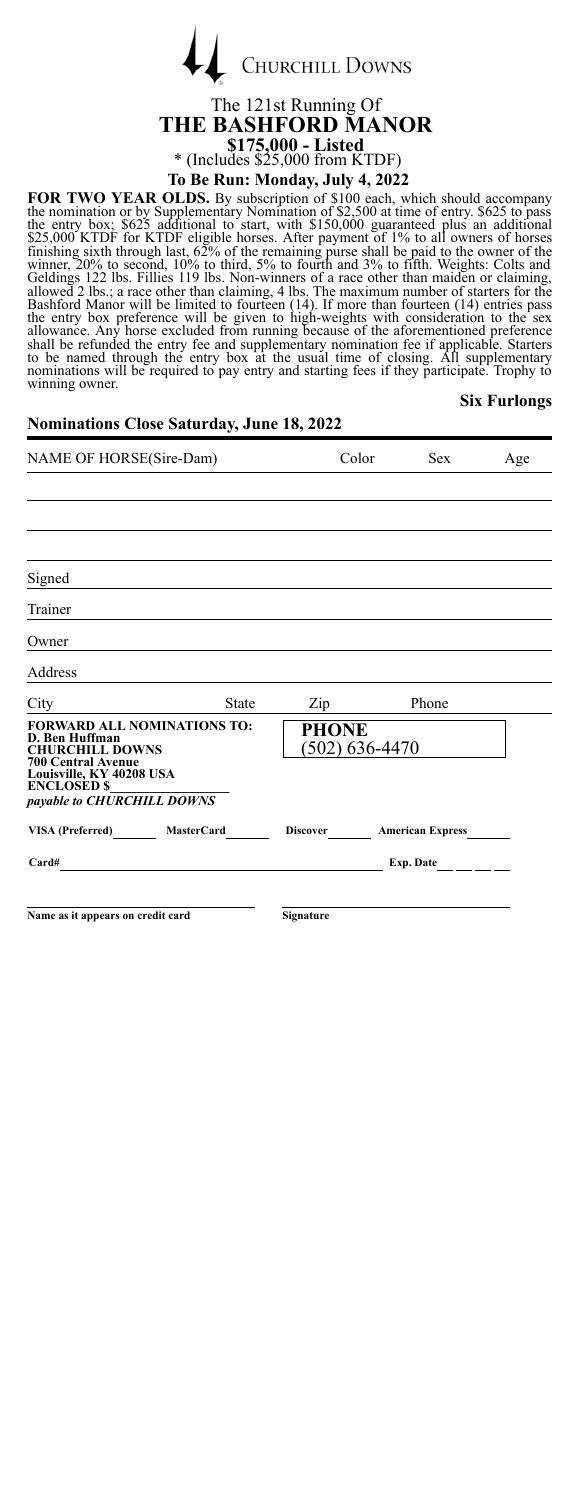CHURCHILL DOWNS

The 121st Running Of

# THE BASHFORD MANOR

**$175,000 - Listed**

* (Includes $25,000 from KTDF)

**To Be Run: Monday, July 4, 2022**

**FOR TWO YEAR OLDS.** By subscription of $100 each, which should accompany the nomination or by Supplementary Nomination of $2,500 at time of entry. $625 to pass the entry box; $625 additional to start, with $150,000 guaranteed plus an additional $25,000 KTDF for KTDF eligible horses. After payment of 1% to all owners of horses finishing sixth through last, 62% of the remaining purse shall be paid to the owner of the winner, 20% to second, 10% to third, 5% to fourth and 3% to fifth. Weights: Colts and Geldings 122 lbs. Fillies 119 lbs. Non-winners of a race other than maiden or claiming, allowed 2 lbs.; a race other than claiming, 4 lbs. The maximum number of starters for the Bashford Manor will be limited to fourteen (14). If more than fourteen (14) entries pass the entry box preference will be given to high-weights with consideration to the sex allowance. Any horse excluded from running because of the aforementioned preference shall be refunded the entry fee and supplementary nomination fee if applicable. Starters to be named through the entry box at the usual time of closing. All supplementary nominations will be required to pay entry and starting fees if they participate. Trophy to winning owner.

**Six Furlongs**

**Nominations Close Saturday, June 18, 2022**

| NAME OF HORSE(Sire-Dam) | Color | Sex | Age |
|---|---|---|---|
| | | | |
| | | | |
| | | | |
| | | | |

Signed

Trainer

Owner

Address

City State Zip Phone

**FORWARD ALL NOMINATIONS TO:**
**D. Ben Huffman**
**CHURCHILL DOWNS**
**700 Central Avenue**
**Louisville, KY 40208 USA**
**ENCLOSED $**
***payable to CHURCHILL DOWNS***

**PHONE**
(502) 636-4470

**VISA (Preferred)** **MasterCard** **Discover** **American Express**

**Card#** **Exp. Date**

**Name as it appears on credit card** **Signature**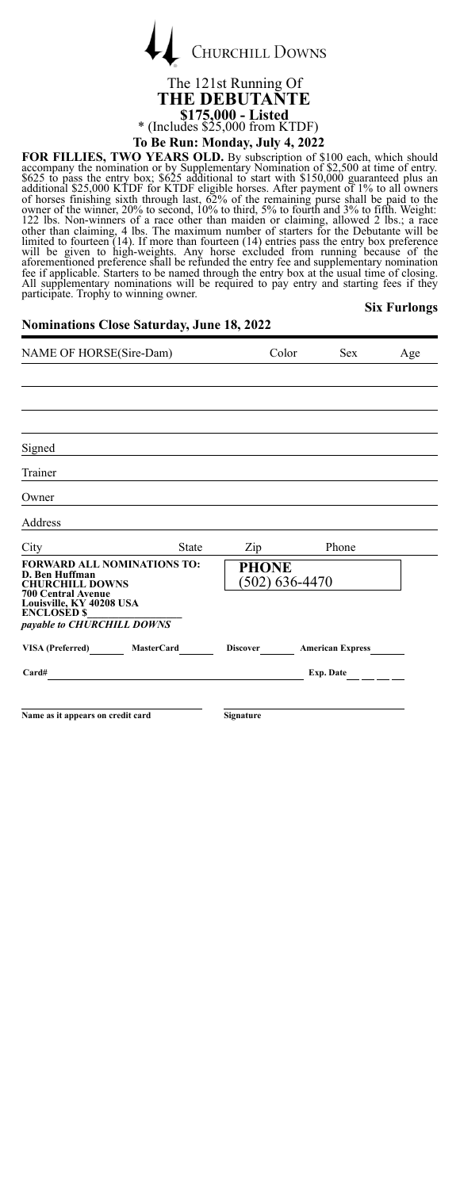Churchill Downs

The 121st Running Of

# THE DEBUTANTE

**$175,000 - Listed**

* (Includes $25,000 from KTDF)

**To Be Run: Monday, July 4, 2022**

**FOR FILLIES, TWO YEARS OLD.** By subscription of $100 each, which should accompany the nomination or by Supplementary Nomination of $2,500 at time of entry. $625 to pass the entry box; $625 additional to start with $150,000 guaranteed plus an additional $25,000 KTDF for KTDF eligible horses. After payment of 1% to all owners of horses finishing sixth through last, 62% of the remaining purse shall be paid to the owner of the winner, 20% to second, 10% to third, 5% to fourth and 3% to fifth. Weight: 122 lbs. Non-winners of a race other than maiden or claiming, allowed 2 lbs.; a race other than claiming, 4 lbs. The maximum number of starters for the Debutante will be limited to fourteen (14). If more than fourteen (14) entries pass the entry box preference will be given to high-weights. Any horse excluded from running because of the aforementioned preference shall be refunded the entry fee and supplementary nomination fee if applicable. Starters to be named through the entry box at the usual time of closing. All supplementary nominations will be required to pay entry and starting fees if they participate. Trophy to winning owner.

**Six Furlongs**

**Nominations Close Saturday, June 18, 2022**

| NAME OF HORSE(Sire-Dam) | Color | Sex | Age |
|---|---|---|---|
| | | | |
| | | | |
| | | | |

Signed

Trainer

Owner

Address

City State Zip Phone

**FORWARD ALL NOMINATIONS TO:**
**D. Ben Huffman**
**CHURCHILL DOWNS**
**700 Central Avenue**
**Louisville, KY 40208 USA**
**ENCLOSED $**
***payable to CHURCHILL DOWNS***

**PHONE**
(502) 636-4470

**VISA (Preferred)** ______ **MasterCard** ______ **Discover** ______ **American Express** ______

**Card#** ______ **Exp. Date** ______

**Name as it appears on credit card** ______ **Signature** ______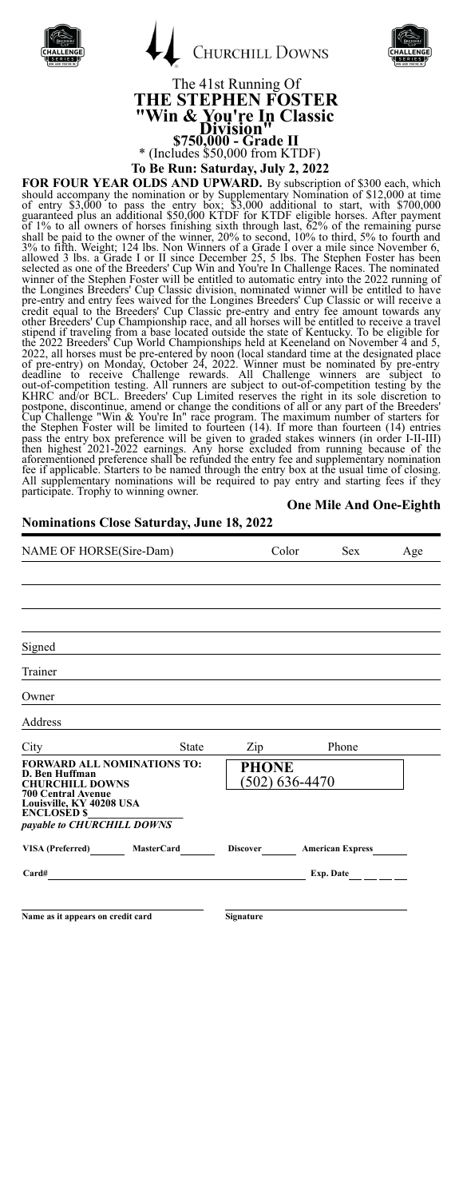CHURCHILL DOWNS

The 41st Running Of

# THE STEPHEN FOSTER

## "Win & You're In" Classic Division"

## $750,000 - Grade II

\* (Includes $50,000 from KTDF)

**To Be Run: Saturday, July 2, 2022**

**FOR FOUR YEAR OLDS AND UPWARD.** By subscription of $300 each, which should accompany the nomination or by Supplementary Nomination of $12,000 at time of entry $3,000 to pass the entry box; $3,000 additional to start, with $700,000 guaranteed plus an additional $50,000 KTDF for KTDF eligible horses. After payment of 1% to all owners of horses finishing sixth through last, 62% of the remaining purse shall be paid to the owner of the winner, 20% to second, 10% to third, 5% to fourth and 3% to fifth. Weight; 124 lbs. Non Winners of a Grade I over a mile since November 6, allowed 3 lbs. a Grade I or II since December 25, 5 lbs. The Stephen Foster has been selected as one of the Breeders' Cup Win and You're In Challenge Races. The nominated winner of the Stephen Foster will be entitled to automatic entry into the 2022 running of the Longines Breeders' Cup Classic division, nominated winner will be entitled to have pre-entry and entry fees waived for the Longines Breeders' Cup Classic or will receive a credit equal to the Breeders' Cup Classic pre-entry and entry fee amount towards any other Breeders' Cup Championship race, and all horses will be entitled to receive a travel stipend if traveling from a base located outside the state of Kentucky. To be eligible for the 2022 Breeders' Cup World Championships held at Keeneland on November 4 and 5, 2022, all horses must be pre-entered by noon (local standard time at the designated place of pre-entry) on Monday, October 24, 2022. Winner must be nominated by pre-entry deadline to receive Challenge rewards. All Challenge winners are subject to out-of-competition testing. All runners are subject to out-of-competition testing by the KHRC and/or BCL. Breeders' Cup Limited reserves the right in its sole discretion to postpone, discontinue, amend or change the conditions of all or any part of the Breeders' Cup Challenge "Win & You're In" race program. The maximum number of starters for the Stephen Foster will be limited to fourteen (14). If more than fourteen (14) entries pass the entry box preference will be given to graded stakes winners (in order I-II-III) then highest 2021-2022 earnings. Any horse excluded from running because of the aforementioned preference shall be refunded the entry fee and supplementary nomination fee if applicable. Starters to be named through the entry box at the usual time of closing. All supplementary nominations will be required to pay entry and starting fees if they participate. Trophy to winning owner.

**One Mile And One-Eighth**

**Nominations Close Saturday, June 18, 2022**

| NAME OF HORSE(Sire-Dam) | Color | Sex | Age |
|---|---|---|---|
| | | | |
| | | | |
| | | | |
| | | | |

Signed \_\_\_\_\_\_\_\_\_\_

Trainer \_\_\_\_\_\_\_\_\_\_

Owner \_\_\_\_\_\_\_\_\_\_

Address \_\_\_\_\_\_\_\_\_\_

City \_\_\_\_\_ State \_\_\_\_\_ Zip \_\_\_\_\_ Phone \_\_\_\_\_

**FORWARD ALL NOMINATIONS TO:**
**D. Ben Huffman**
**CHURCHILL DOWNS**
**700 Central Avenue**
**Louisville, KY 40208 USA**
**ENCLOSED $** \_\_\_\_\_\_\_\_\_\_
***payable to CHURCHILL DOWNS***

**PHONE**
(502) 636-4470

**VISA (Preferred)** \_\_\_\_ **MasterCard** \_\_\_\_ **Discover** \_\_\_\_ **American Express** \_\_\_\_

**Card#** \_\_\_\_\_\_\_\_\_\_ **Exp. Date** \_\_\_\_

**Name as it appears on credit card** \_\_\_\_\_\_\_\_\_\_ **Signature** \_\_\_\_\_\_\_\_\_\_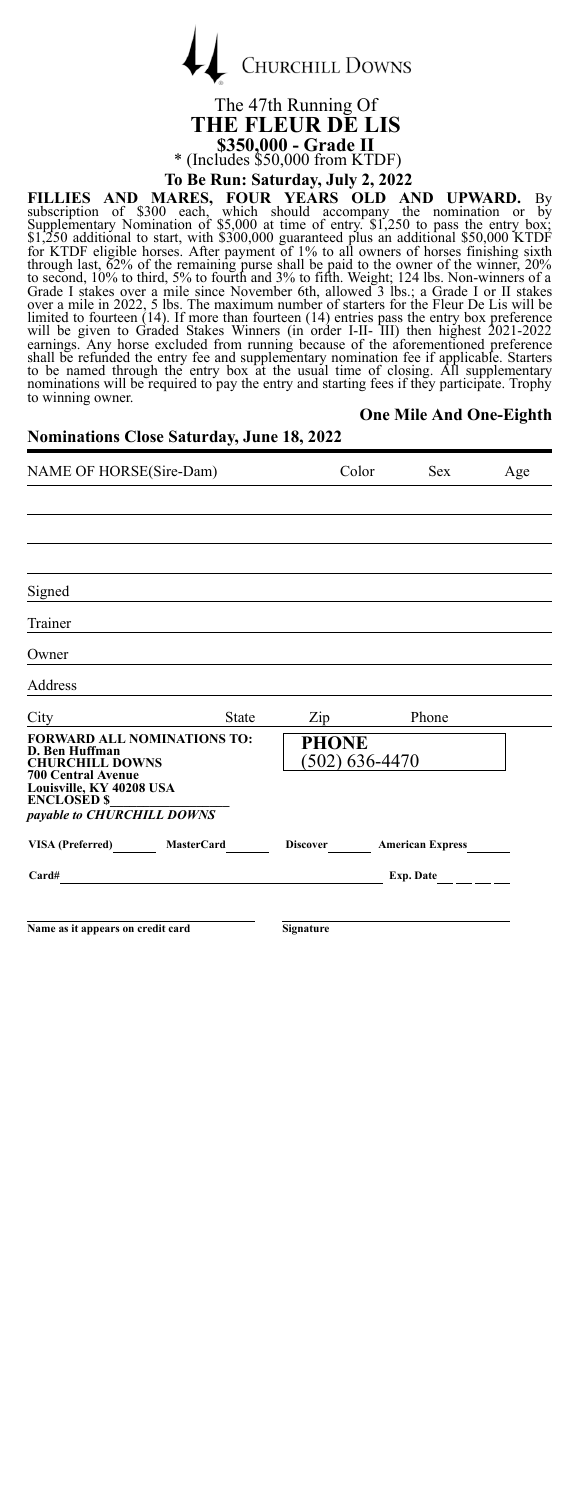CHURCHILL DOWNS

The 47th Running Of

# THE FLEUR DE LIS

## \$350,000 - Grade II

\* (Includes \$50,000 from KTDF)

**To Be Run: Saturday, July 2, 2022**

**FILLIES AND MARES, FOUR YEARS OLD AND UPWARD.** By subscription of \$300 each, which should accompany the nomination or by Supplementary Nomination of \$5,000 at time of entry. \$1,250 to pass the entry box; \$1,250 additional to start, with \$300,000 guaranteed plus an additional \$50,000 KTDF for KTDF eligible horses. After payment of 1% to all owners of horses finishing sixth through last, 62% of the remaining purse shall be paid to the owner of the winner, 20% to second, 10% to third, 5% to fourth and 3% to fifth. Weight; 124 lbs. Non-winners of a Grade I stakes over a mile since November 6th, allowed 3 lbs.; a Grade I or II stakes over a mile in 2022, 5 lbs. The maximum number of starters for the Fleur De Lis will be limited to fourteen (14). If more than fourteen (14) entries pass the entry box preference will be given to Graded Stakes Winners (in order I-II- III) then highest 2021-2022 earnings. Any horse excluded from running because of the aforementioned preference shall be refunded the entry fee and supplementary nomination fee if applicable. Starters to be named through the entry box at the usual time of closing. All supplementary nominations will be required to pay the entry and starting fees if they participate. Trophy to winning owner.

**One Mile And One-Eighth**

**Nominations Close Saturday, June 18, 2022**

| NAME OF HORSE(Sire-Dam) | Color | Sex | Age |
|---|---|---|---|
| | | | |
| | | | |
| | | | |

Signed

Trainer

Owner

Address

City State Zip Phone

**FORWARD ALL NOMINATIONS TO:**
**D. Ben Huffman**
**CHURCHILL DOWNS**
**700 Central Avenue**
**Louisville, KY 40208 USA**
**ENCLOSED \$**\_\_\_\_\_\_\_\_\_\_
***payable to CHURCHILL DOWNS***

**PHONE**
(502) 636-4470

**VISA (Preferred)** \_\_\_\_ **MasterCard** \_\_\_\_ **Discover** \_\_\_\_ **American Express** \_\_\_\_

**Card#** \_\_\_\_\_\_\_\_\_\_\_\_\_\_\_\_\_\_\_\_ **Exp. Date** \_\_\_\_\_\_

**Name as it appears on credit card** **Signature**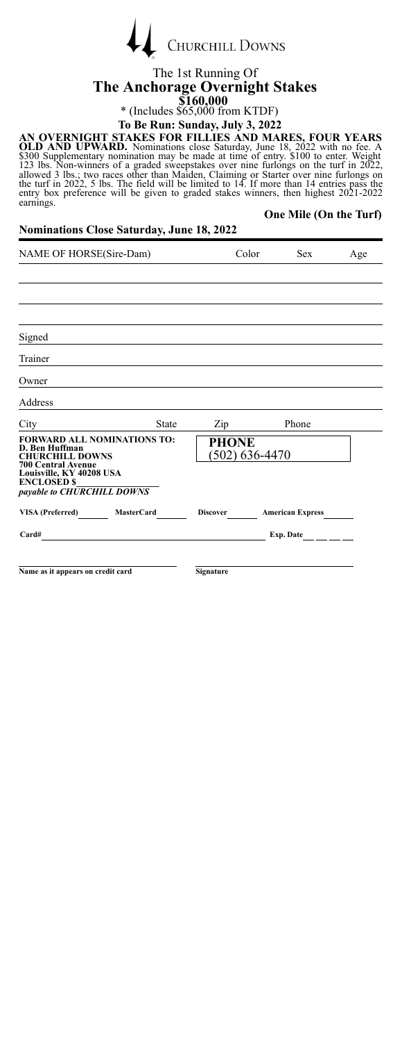CHURCHILL DOWNS

The 1st Running Of

# The Anchorage Overnight Stakes

**$160,000**

* (Includes $65,000 from KTDF)

**To Be Run: Sunday, July 3, 2022**

**AN OVERNIGHT STAKES FOR FILLIES AND MARES, FOUR YEARS OLD AND UPWARD.** Nominations close Saturday, June 18, 2022 with no fee. A $300 Supplementary nomination may be made at time of entry. $100 to enter. Weight 123 lbs. Non-winners of a graded sweepstakes over nine furlongs on the turf in 2022, allowed 3 lbs.; two races other than Maiden, Claiming or Starter over nine furlongs on the turf in 2022, 5 lbs. The field will be limited to 14. If more than 14 entries pass the entry box preference will be given to graded stakes winners, then highest 2021-2022 earnings.

**One Mile (On the Turf)**

**Nominations Close Saturday, June 18, 2022**

| NAME OF HORSE(Sire-Dam) | Color | Sex | Age |
|---|---|---|---|
| | | | |
| | | | |
| | | | |
| | | | |

Signed

Trainer

Owner

Address

City State Zip Phone

**FORWARD ALL NOMINATIONS TO:**
**D. Ben Huffman**
**CHURCHILL DOWNS**
**700 Central Avenue**
**Louisville, KY 40208 USA**
**ENCLOSED $**
***payable to CHURCHILL DOWNS***

**PHONE**
(502) 636-4470

**VISA (Preferred)** **MasterCard** **Discover** **American Express**

**Card#** **Exp. Date**

**Name as it appears on credit card** **Signature**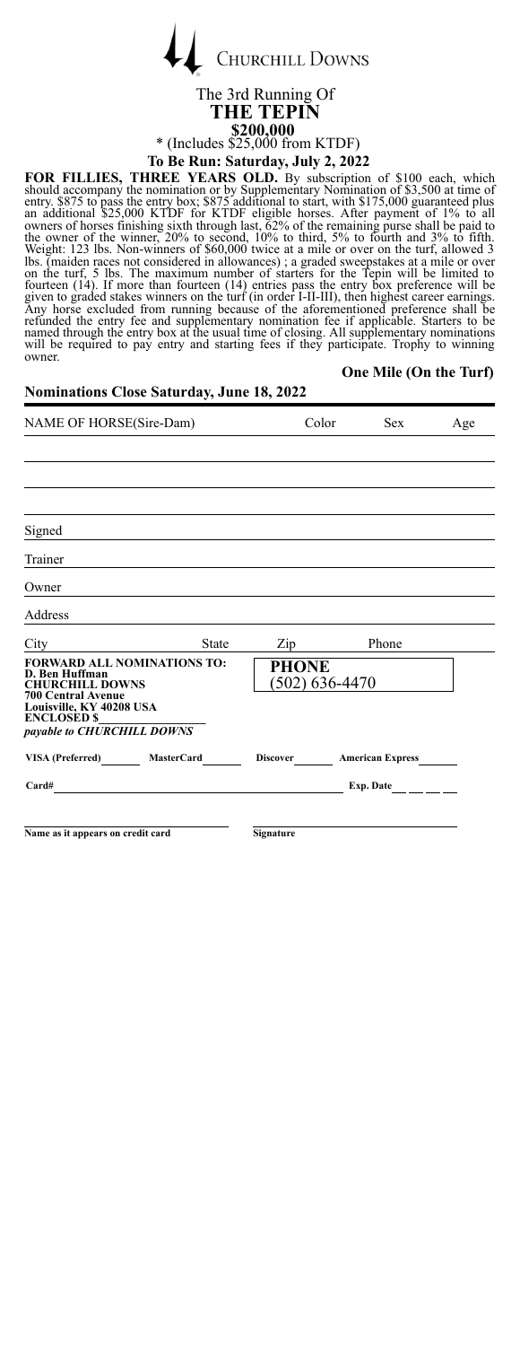Churchill Downs

The 3rd Running Of

# THE TEPIN

## $200,000

\* (Includes $25,000 from KTDF)

**To Be Run: Saturday, July 2, 2022**

**FOR FILLIES, THREE YEARS OLD.** By subscription of $100 each, which should accompany the nomination or by Supplementary Nomination of $3,500 at time of entry. $875 to pass the entry box; $875 additional to start, with $175,000 guaranteed plus an additional $25,000 KTDF for KTDF eligible horses. After payment of 1% to all owners of horses finishing sixth through last, 62% of the remaining purse shall be paid to the owner of the winner, 20% to second, 10% to third, 5% to fourth and 3% to fifth. Weight: 123 lbs. Non-winners of $60,000 twice at a mile or over on the turf, allowed 3 lbs. (maiden races not considered in allowances) ; a graded sweepstakes at a mile or over on the turf, 5 lbs. The maximum number of starters for the Tepin will be limited to fourteen (14). If more than fourteen (14) entries pass the entry box preference will be given to graded stakes winners on the turf (in order I-II-III), then highest career earnings. Any horse excluded from running because of the aforementioned preference shall be refunded the entry fee and supplementary nomination fee if applicable. Starters to be named through the entry box at the usual time of closing. All supplementary nominations will be required to pay entry and starting fees if they participate. Trophy to winning owner.

**One Mile (On the Turf)**

**Nominations Close Saturday, June 18, 2022**

| NAME OF HORSE(Sire-Dam) | Color | Sex | Age |
|---|---|---|---|
| | | | |
| | | | |
| | | | |

Signed

Trainer

Owner

Address

City State Zip Phone

**FORWARD ALL NOMINATIONS TO:**
**D. Ben Huffman**
**CHURCHILL DOWNS**
**700 Central Avenue**
**Louisville, KY 40208 USA**
**ENCLOSED $**
***payable to CHURCHILL DOWNS***

**PHONE**
(502) 636-4470

**VISA (Preferred)** **MasterCard** **Discover** **American Express**

**Card#** **Exp. Date**

**Name as it appears on credit card** **Signature**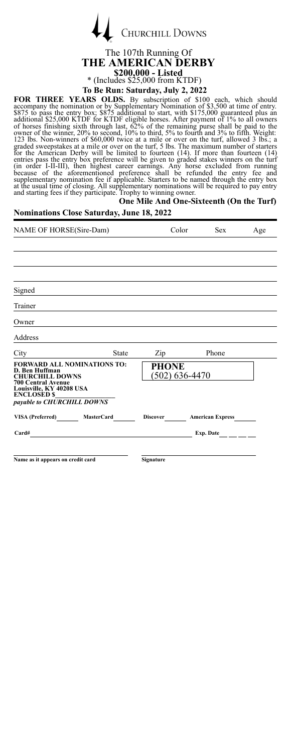CHURCHILL DOWNS

# The 107th Running Of
# THE AMERICAN DERBY

**$200,000 - Listed**
* (Includes $25,000 from KTDF)

**To Be Run: Saturday, July 2, 2022**

**FOR THREE YEARS OLDS.** By subscription of $100 each, which should accompany the nomination or by Supplementary Nomination of $3,500 at time of entry. $875 to pass the entry box; $875 additional to start, with $175,000 guaranteed plus an additional $25,000 KTDF for KTDF eligible horses. After payment of 1% to all owners of horses finishing sixth through last, 62% of the remaining purse shall be paid to the owner of the winner, 20% to second, 10% to third, 5% to fourth and 3% to fifth. Weight: 123 lbs. Non-winners of $60,000 twice at a mile or over on the turf, allowed 3 lbs.; a graded sweepstakes at a mile or over on the turf, 5 lbs. The maximum number of starters for the American Derby will be limited to fourteen (14). If more than fourteen (14) entries pass the entry box preference will be given to graded stakes winners on the turf (in order I-II-III), then highest career earnings. Any horse excluded from running because of the aforementioned preference shall be refunded the entry fee and supplementary nomination fee if applicable. Starters to be named through the entry box at the usual time of closing. All supplementary nominations will be required to pay entry and starting fees if they participate. Trophy to winning owner.

**One Mile And One-Sixteenth (On the Turf)**

**Nominations Close Saturday, June 18, 2022**

| NAME OF HORSE(Sire-Dam) | Color | Sex | Age |
|---|---|---|---|
| | | | |
| | | | |
| | | | |

Signed

Trainer

Owner

Address

City &nbsp;&nbsp; State &nbsp;&nbsp; Zip &nbsp;&nbsp; Phone

**FORWARD ALL NOMINATIONS TO:**
**D. Ben Huffman**
**CHURCHILL DOWNS**
**700 Central Avenue**
**Louisville, KY 40208 USA**
**ENCLOSED $**\_\_\_\_\_\_\_\_
***payable to CHURCHILL DOWNS***

**PHONE**
(502) 636-4470

**VISA (Preferred)** \_\_\_\_ **MasterCard** \_\_\_\_ **Discover** \_\_\_\_ **American Express** \_\_\_\_

**Card#** \_\_\_\_\_\_\_\_\_\_\_\_\_\_\_\_ **Exp. Date** \_\_ \_\_ \_\_ \_\_

**Name as it appears on credit card** &nbsp;&nbsp;&nbsp;&nbsp; **Signature**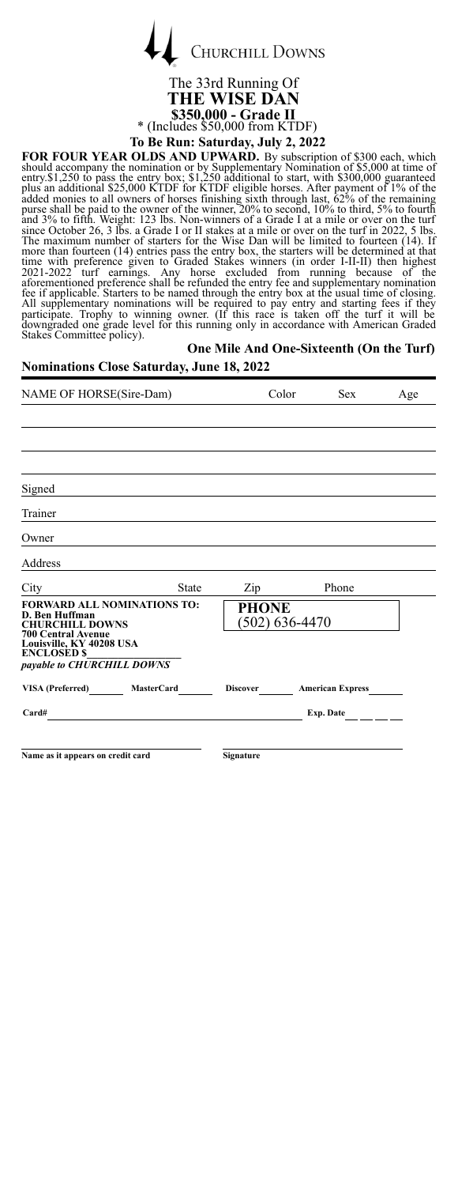CHURCHILL DOWNS

The 33rd Running Of

# THE WISE DAN

## $350,000 - Grade II

* (Includes $50,000 from KTDF)

**To Be Run: Saturday, July 2, 2022**

**FOR FOUR YEAR OLDS AND UPWARD.** By subscription of $300 each, which should accompany the nomination or by Supplementary Nomination of $5,000 at time of entry.$1,250 to pass the entry box; $1,250 additional to start, with $300,000 guaranteed plus an additional $25,000 KTDF for KTDF eligible horses. After payment of 1% of the added monies to all owners of horses finishing sixth through last, 62% of the remaining purse shall be paid to the owner of the winner, 20% to second, 10% to third, 5% to fourth and 3% to fifth. Weight: 123 lbs. Non-winners of a Grade I at a mile or over on the turf since October 26, 3 lbs. a Grade I or II stakes at a mile or over on the turf in 2022, 5 lbs. The maximum number of starters for the Wise Dan will be limited to fourteen (14). If more than fourteen (14) entries pass the entry box, the starters will be determined at that time with preference given to Graded Stakes winners (in order I-II-II) then highest 2021-2022 turf earnings. Any horse excluded from running because of the aforementioned preference shall be refunded the entry fee and supplementary nomination fee if applicable. Starters to be named through the entry box at the usual time of closing. All supplementary nominations will be required to pay entry and starting fees if they participate. Trophy to winning owner. (If this race is taken off the turf it will be downgraded one grade level for this running only in accordance with American Graded Stakes Committee policy).

**One Mile And One-Sixteenth (On the Turf)**

**Nominations Close Saturday, June 18, 2022**

| NAME OF HORSE(Sire-Dam) | Color | Sex | Age |
|---|---|---|---|
| | | | |
| | | | |
| | | | |

Signed

Trainer

Owner

Address

City State Zip Phone

**FORWARD ALL NOMINATIONS TO:**
**D. Ben Huffman**
**CHURCHILL DOWNS**
**700 Central Avenue**
**Louisville, KY 40208 USA**
**ENCLOSED $**
***payable to CHURCHILL DOWNS***

**PHONE**
(502) 636-4470

**VISA (Preferred)** **MasterCard** **Discover** **American Express**

**Card#** **Exp. Date**

**Name as it appears on credit card** **Signature**